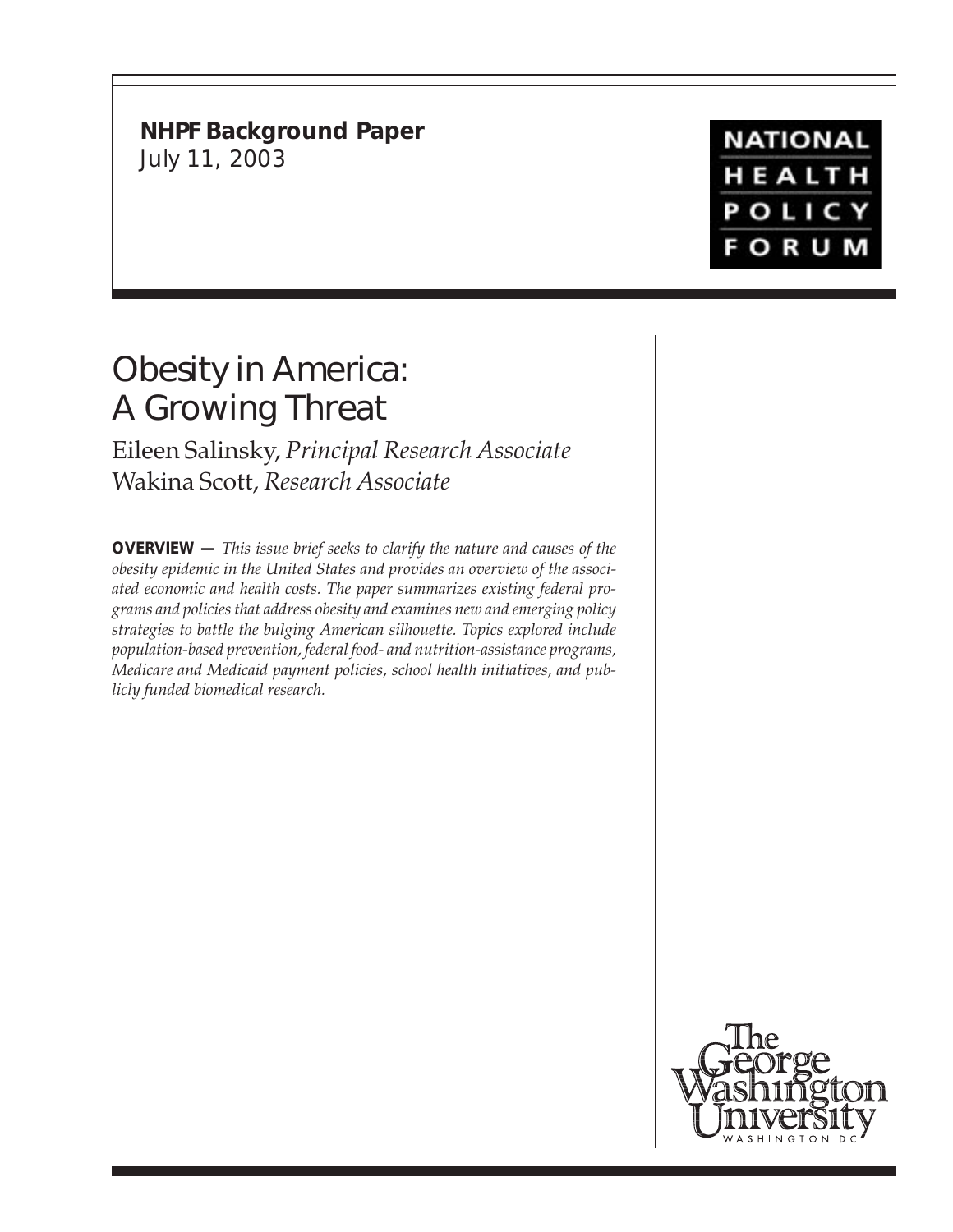**NHPF Background Paper**
July 11, 2003

NATIONAL HEALTH POLICY FORUM

# Obesity in America: A Growing Threat

Eileen Salinsky, *Principal Research Associate*
Wakina Scott, *Research Associate*

**OVERVIEW —** *This issue brief seeks to clarify the nature and causes of the obesity epidemic in the United States and provides an overview of the associated economic and health costs. The paper summarizes existing federal programs and policies that address obesity and examines new and emerging policy strategies to battle the bulging American silhouette. Topics explored include population-based prevention, federal food- and nutrition-assistance programs, Medicare and Medicaid payment policies, school health initiatives, and publicly funded biomedical research.*

The George Washington University
WASHINGTON DC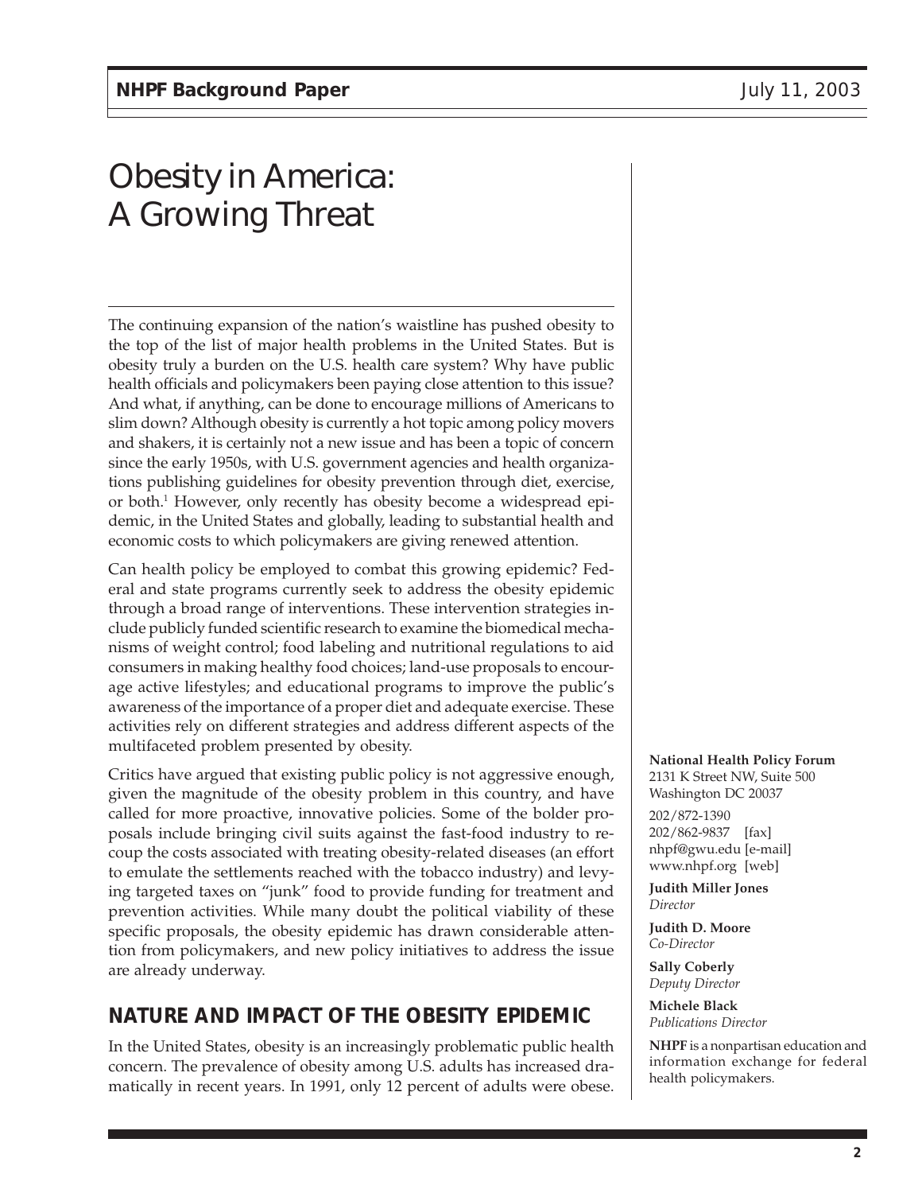# Obesity in America: A Growing Threat

The continuing expansion of the nation's waistline has pushed obesity to the top of the list of major health problems in the United States. But is obesity truly a burden on the U.S. health care system? Why have public health officials and policymakers been paying close attention to this issue? And what, if anything, can be done to encourage millions of Americans to slim down? Although obesity is currently a hot topic among policy movers and shakers, it is certainly not a new issue and has been a topic of concern since the early 1950s, with U.S. government agencies and health organizations publishing guidelines for obesity prevention through diet, exercise, or both.[1] However, only recently has obesity become a widespread epidemic, in the United States and globally, leading to substantial health and economic costs to which policymakers are giving renewed attention.

Can health policy be employed to combat this growing epidemic? Federal and state programs currently seek to address the obesity epidemic through a broad range of interventions. These intervention strategies include publicly funded scientific research to examine the biomedical mechanisms of weight control; food labeling and nutritional regulations to aid consumers in making healthy food choices; land-use proposals to encourage active lifestyles; and educational programs to improve the public's awareness of the importance of a proper diet and adequate exercise. These activities rely on different strategies and address different aspects of the multifaceted problem presented by obesity.

Critics have argued that existing public policy is not aggressive enough, given the magnitude of the obesity problem in this country, and have called for more proactive, innovative policies. Some of the bolder proposals include bringing civil suits against the fast-food industry to recoup the costs associated with treating obesity-related diseases (an effort to emulate the settlements reached with the tobacco industry) and levying targeted taxes on "junk" food to provide funding for treatment and prevention activities. While many doubt the political viability of these specific proposals, the obesity epidemic has drawn considerable attention from policymakers, and new policy initiatives to address the issue are already underway.

## NATURE AND IMPACT OF THE OBESITY EPIDEMIC

In the United States, obesity is an increasingly problematic public health concern. The prevalence of obesity among U.S. adults has increased dramatically in recent years. In 1991, only 12 percent of adults were obese.

**National Health Policy Forum**
2131 K Street NW, Suite 500
Washington DC 20037

202/872-1390
202/862-9837 [fax]
nhpf@gwu.edu [e-mail]
www.nhpf.org [web]

**Judith Miller Jones**
*Director*

**Judith D. Moore**
*Co-Director*

**Sally Coberly**
*Deputy Director*

**Michele Black**
*Publications Director*

**NHPF** is a nonpartisan education and information exchange for federal health policymakers.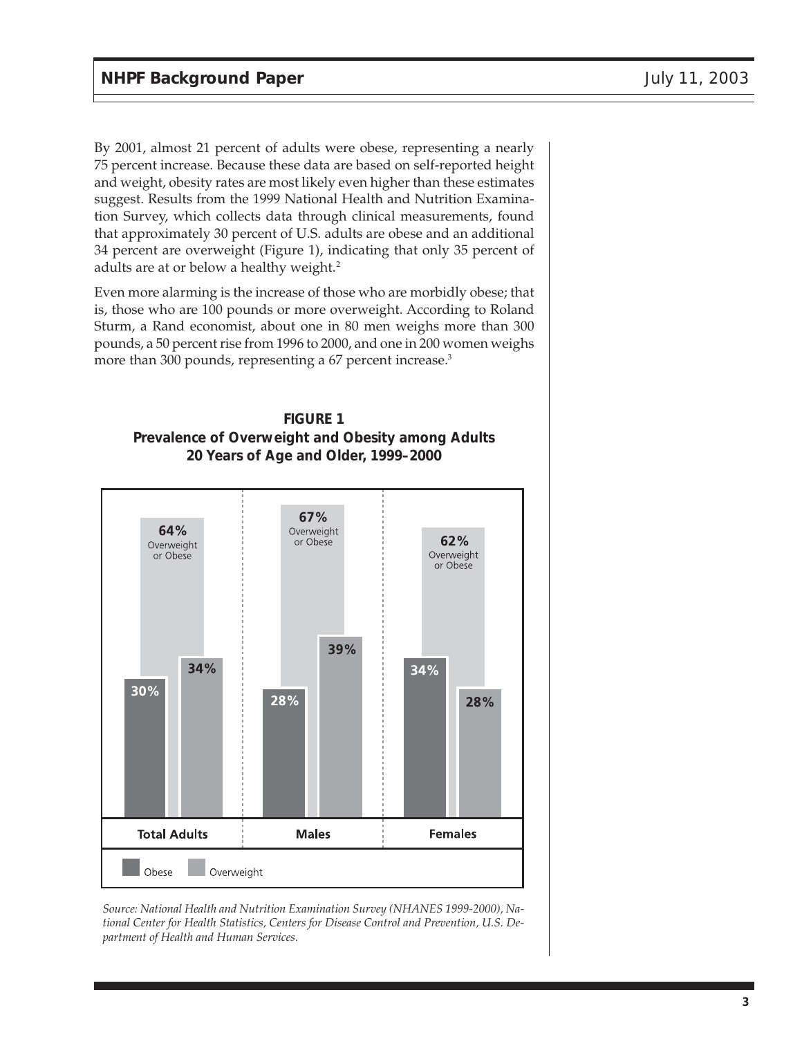By 2001, almost 21 percent of adults were obese, representing a nearly 75 percent increase. Because these data are based on self-reported height and weight, obesity rates are most likely even higher than these estimates suggest. Results from the 1999 National Health and Nutrition Examination Survey, which collects data through clinical measurements, found that approximately 30 percent of U.S. adults are obese and an additional 34 percent are overweight (Figure 1), indicating that only 35 percent of adults are at or below a healthy weight.[2]

Even more alarming is the increase of those who are morbidly obese; that is, those who are 100 pounds or more overweight. According to Roland Sturm, a Rand economist, about one in 80 men weighs more than 300 pounds, a 50 percent rise from 1996 to 2000, and one in 200 women weighs more than 300 pounds, representing a 67 percent increase.[3]

**FIGURE 1**
**Prevalence of Overweight and Obesity among Adults 20 Years of Age and Older, 1999–2000**

| | Total Adults | Males | Females |
|---|---|---|---|
| Obese | 30% | 28% | 34% |
| Overweight | 34% | 39% | 28% |
| Overweight or Obese | 64% | 67% | 62% |

*Source: National Health and Nutrition Examination Survey (NHANES 1999-2000), National Center for Health Statistics, Centers for Disease Control and Prevention, U.S. Department of Health and Human Services.*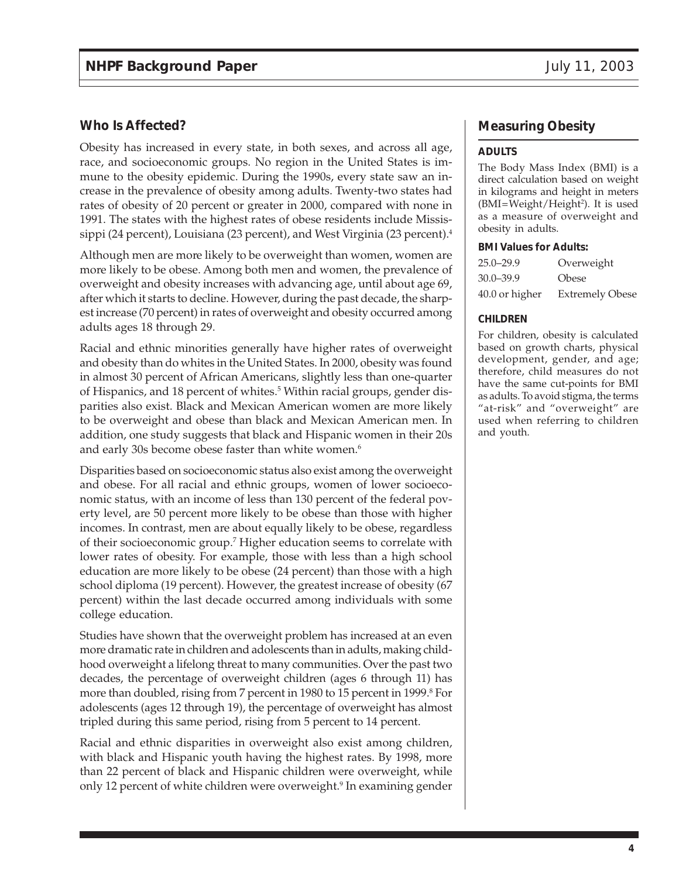## Who Is Affected?

Obesity has increased in every state, in both sexes, and across all age, race, and socioeconomic groups. No region in the United States is immune to the obesity epidemic. During the 1990s, every state saw an increase in the prevalence of obesity among adults. Twenty-two states had rates of obesity of 20 percent or greater in 2000, compared with none in 1991. The states with the highest rates of obese residents include Mississippi (24 percent), Louisiana (23 percent), and West Virginia (23 percent).[4]

Although men are more likely to be overweight than women, women are more likely to be obese. Among both men and women, the prevalence of overweight and obesity increases with advancing age, until about age 69, after which it starts to decline. However, during the past decade, the sharpest increase (70 percent) in rates of overweight and obesity occurred among adults ages 18 through 29.

Racial and ethnic minorities generally have higher rates of overweight and obesity than do whites in the United States. In 2000, obesity was found in almost 30 percent of African Americans, slightly less than one-quarter of Hispanics, and 18 percent of whites.[5] Within racial groups, gender disparities also exist. Black and Mexican American women are more likely to be overweight and obese than black and Mexican American men. In addition, one study suggests that black and Hispanic women in their 20s and early 30s become obese faster than white women.[6]

Disparities based on socioeconomic status also exist among the overweight and obese. For all racial and ethnic groups, women of lower socioeconomic status, with an income of less than 130 percent of the federal poverty level, are 50 percent more likely to be obese than those with higher incomes. In contrast, men are about equally likely to be obese, regardless of their socioeconomic group.[7] Higher education seems to correlate with lower rates of obesity. For example, those with less than a high school education are more likely to be obese (24 percent) than those with a high school diploma (19 percent). However, the greatest increase of obesity (67 percent) within the last decade occurred among individuals with some college education.

Studies have shown that the overweight problem has increased at an even more dramatic rate in children and adolescents than in adults, making childhood overweight a lifelong threat to many communities. Over the past two decades, the percentage of overweight children (ages 6 through 11) has more than doubled, rising from 7 percent in 1980 to 15 percent in 1999.[8] For adolescents (ages 12 through 19), the percentage of overweight has almost tripled during this same period, rising from 5 percent to 14 percent.

Racial and ethnic disparities in overweight also exist among children, with black and Hispanic youth having the highest rates. By 1998, more than 22 percent of black and Hispanic children were overweight, while only 12 percent of white children were overweight.[9] In examining gender

## Measuring Obesity

**ADULTS**

The Body Mass Index (BMI) is a direct calculation based on weight in kilograms and height in meters ($BMI=Weight/Height^2$). It is used as a measure of overweight and obesity in adults.

**BMI Values for Adults:**

| | |
|---|---|
| 25.0–29.9 | Overweight |
| 30.0–39.9 | Obese |
| 40.0 or higher | Extremely Obese |

**CHILDREN**

For children, obesity is calculated based on growth charts, physical development, gender, and age; therefore, child measures do not have the same cut-points for BMI as adults. To avoid stigma, the terms "at-risk" and "overweight" are used when referring to children and youth.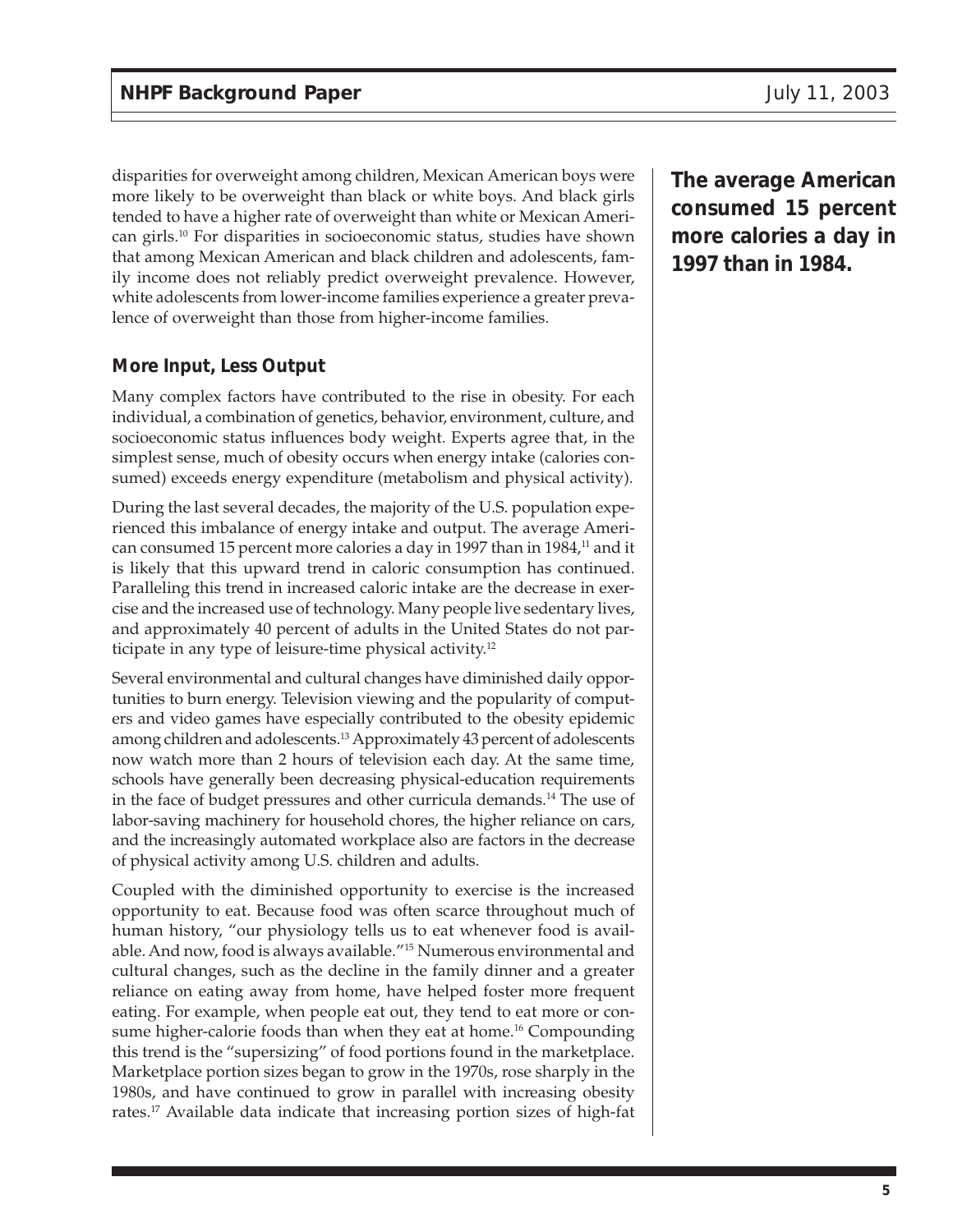disparities for overweight among children, Mexican American boys were more likely to be overweight than black or white boys. And black girls tended to have a higher rate of overweight than white or Mexican American girls.[10] For disparities in socioeconomic status, studies have shown that among Mexican American and black children and adolescents, family income does not reliably predict overweight prevalence. However, white adolescents from lower-income families experience a greater prevalence of overweight than those from higher-income families.

**The average American consumed 15 percent more calories a day in 1997 than in 1984.**

### More Input, Less Output

Many complex factors have contributed to the rise in obesity. For each individual, a combination of genetics, behavior, environment, culture, and socioeconomic status influences body weight. Experts agree that, in the simplest sense, much of obesity occurs when energy intake (calories consumed) exceeds energy expenditure (metabolism and physical activity).

During the last several decades, the majority of the U.S. population experienced this imbalance of energy intake and output. The average American consumed 15 percent more calories a day in 1997 than in 1984,[11] and it is likely that this upward trend in caloric consumption has continued. Paralleling this trend in increased caloric intake are the decrease in exercise and the increased use of technology. Many people live sedentary lives, and approximately 40 percent of adults in the United States do not participate in any type of leisure-time physical activity.[12]

Several environmental and cultural changes have diminished daily opportunities to burn energy. Television viewing and the popularity of computers and video games have especially contributed to the obesity epidemic among children and adolescents.[13] Approximately 43 percent of adolescents now watch more than 2 hours of television each day. At the same time, schools have generally been decreasing physical-education requirements in the face of budget pressures and other curricula demands.[14] The use of labor-saving machinery for household chores, the higher reliance on cars, and the increasingly automated workplace also are factors in the decrease of physical activity among U.S. children and adults.

Coupled with the diminished opportunity to exercise is the increased opportunity to eat. Because food was often scarce throughout much of human history, "our physiology tells us to eat whenever food is available. And now, food is always available."[15] Numerous environmental and cultural changes, such as the decline in the family dinner and a greater reliance on eating away from home, have helped foster more frequent eating. For example, when people eat out, they tend to eat more or consume higher-calorie foods than when they eat at home.[16] Compounding this trend is the "supersizing" of food portions found in the marketplace. Marketplace portion sizes began to grow in the 1970s, rose sharply in the 1980s, and have continued to grow in parallel with increasing obesity rates.[17] Available data indicate that increasing portion sizes of high-fat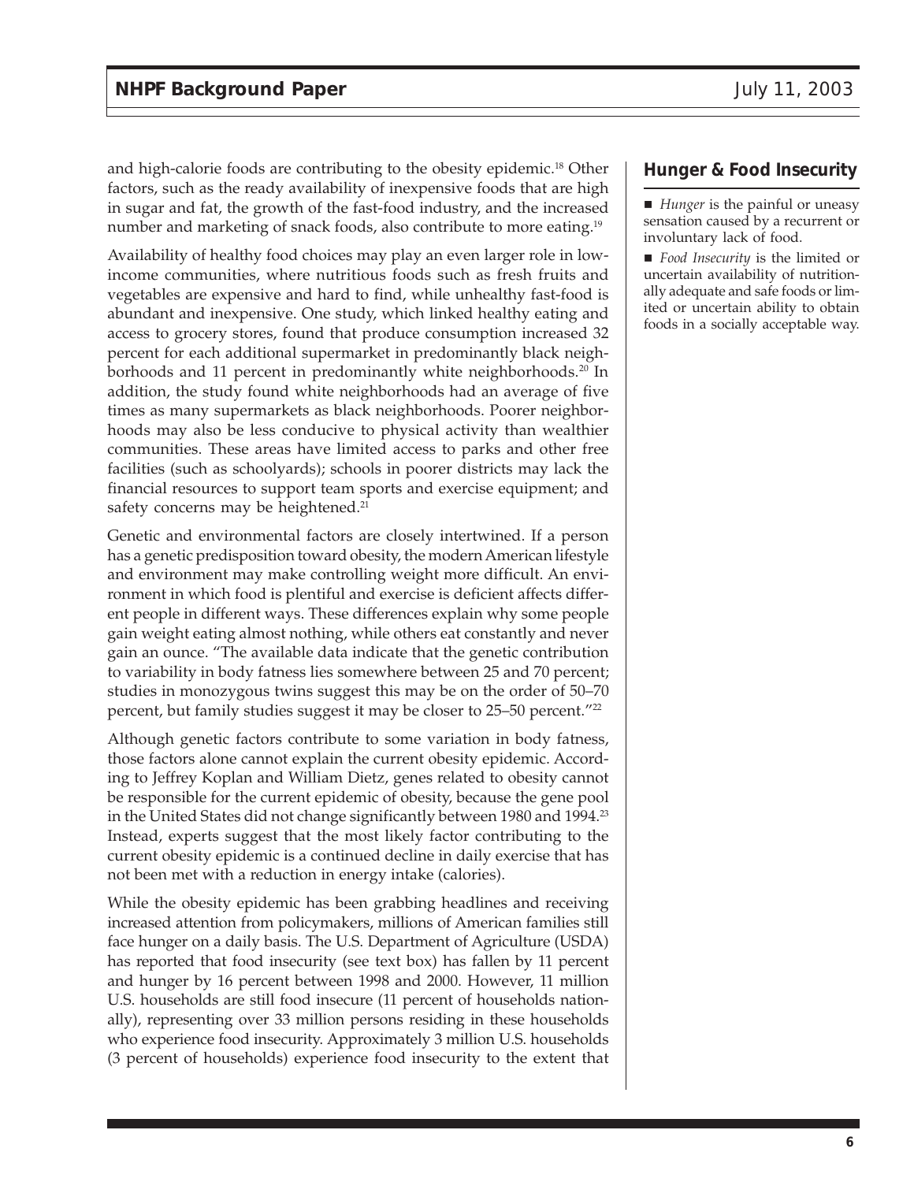and high-calorie foods are contributing to the obesity epidemic.[18] Other factors, such as the ready availability of inexpensive foods that are high in sugar and fat, the growth of the fast-food industry, and the increased number and marketing of snack foods, also contribute to more eating.[19]

Availability of healthy food choices may play an even larger role in low-income communities, where nutritious foods such as fresh fruits and vegetables are expensive and hard to find, while unhealthy fast-food is abundant and inexpensive. One study, which linked healthy eating and access to grocery stores, found that produce consumption increased 32 percent for each additional supermarket in predominantly black neighborhoods and 11 percent in predominantly white neighborhoods.[20] In addition, the study found white neighborhoods had an average of five times as many supermarkets as black neighborhoods. Poorer neighborhoods may also be less conducive to physical activity than wealthier communities. These areas have limited access to parks and other free facilities (such as schoolyards); schools in poorer districts may lack the financial resources to support team sports and exercise equipment; and safety concerns may be heightened.[21]

Genetic and environmental factors are closely intertwined. If a person has a genetic predisposition toward obesity, the modern American lifestyle and environment may make controlling weight more difficult. An environment in which food is plentiful and exercise is deficient affects different people in different ways. These differences explain why some people gain weight eating almost nothing, while others eat constantly and never gain an ounce. "The available data indicate that the genetic contribution to variability in body fatness lies somewhere between 25 and 70 percent; studies in monozygous twins suggest this may be on the order of 50–70 percent, but family studies suggest it may be closer to 25–50 percent."[22]

Although genetic factors contribute to some variation in body fatness, those factors alone cannot explain the current obesity epidemic. According to Jeffrey Koplan and William Dietz, genes related to obesity cannot be responsible for the current epidemic of obesity, because the gene pool in the United States did not change significantly between 1980 and 1994.[23] Instead, experts suggest that the most likely factor contributing to the current obesity epidemic is a continued decline in daily exercise that has not been met with a reduction in energy intake (calories).

While the obesity epidemic has been grabbing headlines and receiving increased attention from policymakers, millions of American families still face hunger on a daily basis. The U.S. Department of Agriculture (USDA) has reported that food insecurity (see text box) has fallen by 11 percent and hunger by 16 percent between 1998 and 2000. However, 11 million U.S. households are still food insecure (11 percent of households nationally), representing over 33 million persons residing in these households who experience food insecurity. Approximately 3 million U.S. households (3 percent of households) experience food insecurity to the extent that

## Hunger & Food Insecurity

- *Hunger* is the painful or uneasy sensation caused by a recurrent or involuntary lack of food.
- *Food Insecurity* is the limited or uncertain availability of nutritionally adequate and safe foods or limited or uncertain ability to obtain foods in a socially acceptable way.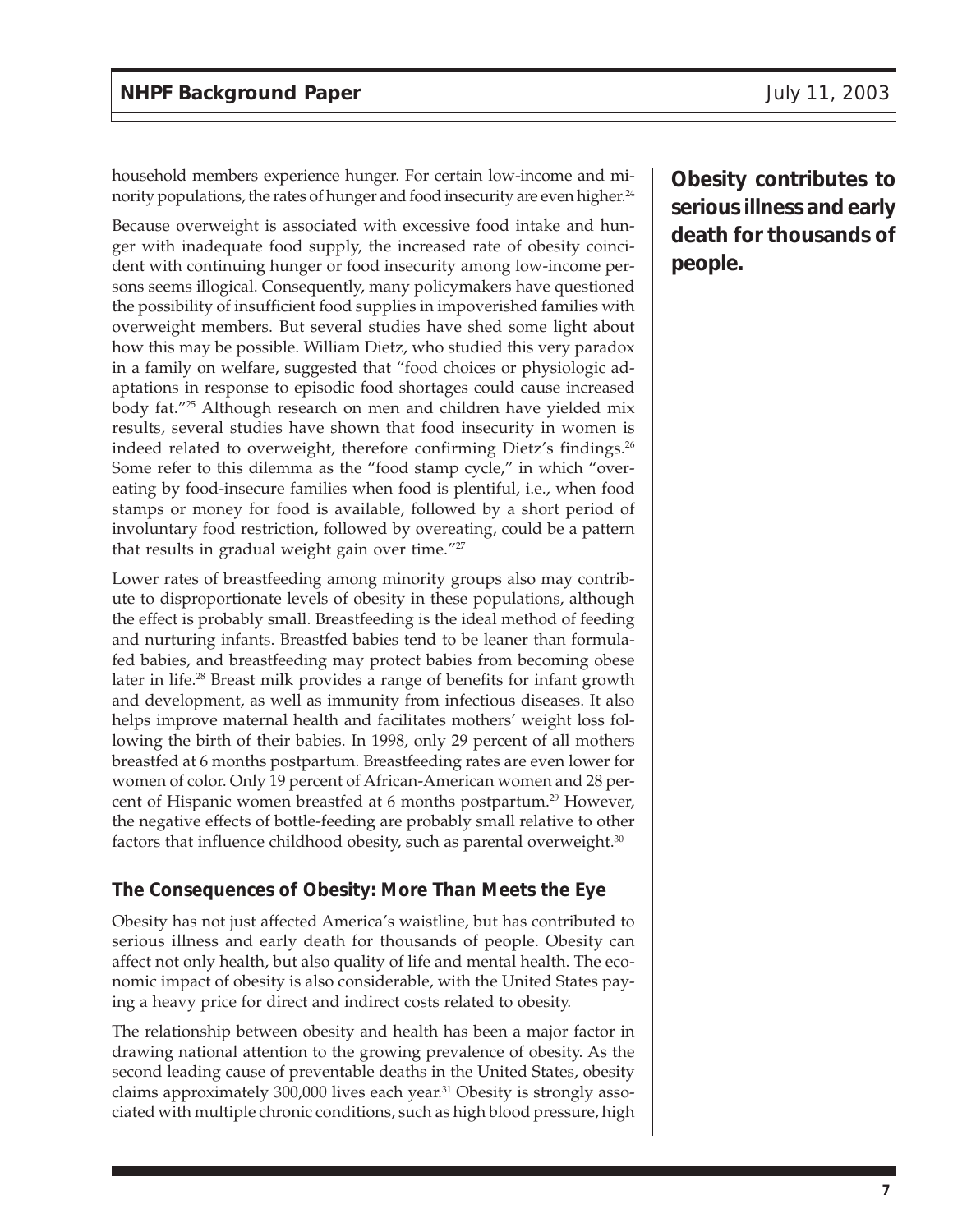household members experience hunger. For certain low-income and minority populations, the rates of hunger and food insecurity are even higher.[24]

Because overweight is associated with excessive food intake and hunger with inadequate food supply, the increased rate of obesity coincident with continuing hunger or food insecurity among low-income persons seems illogical. Consequently, many policymakers have questioned the possibility of insufficient food supplies in impoverished families with overweight members. But several studies have shed some light about how this may be possible. William Dietz, who studied this very paradox in a family on welfare, suggested that "food choices or physiologic adaptations in response to episodic food shortages could cause increased body fat."[25] Although research on men and children have yielded mix results, several studies have shown that food insecurity in women is indeed related to overweight, therefore confirming Dietz's findings.[26] Some refer to this dilemma as the "food stamp cycle," in which "overeating by food-insecure families when food is plentiful, i.e., when food stamps or money for food is available, followed by a short period of involuntary food restriction, followed by overeating, could be a pattern that results in gradual weight gain over time."[27]

Lower rates of breastfeeding among minority groups also may contribute to disproportionate levels of obesity in these populations, although the effect is probably small. Breastfeeding is the ideal method of feeding and nurturing infants. Breastfed babies tend to be leaner than formula-fed babies, and breastfeeding may protect babies from becoming obese later in life.[28] Breast milk provides a range of benefits for infant growth and development, as well as immunity from infectious diseases. It also helps improve maternal health and facilitates mothers' weight loss following the birth of their babies. In 1998, only 29 percent of all mothers breastfed at 6 months postpartum. Breastfeeding rates are even lower for women of color. Only 19 percent of African-American women and 28 percent of Hispanic women breastfed at 6 months postpartum.[29] However, the negative effects of bottle-feeding are probably small relative to other factors that influence childhood obesity, such as parental overweight.[30]

**Obesity contributes to serious illness and early death for thousands of people.**

## The Consequences of Obesity: More Than Meets the Eye

Obesity has not just affected America's waistline, but has contributed to serious illness and early death for thousands of people. Obesity can affect not only health, but also quality of life and mental health. The economic impact of obesity is also considerable, with the United States paying a heavy price for direct and indirect costs related to obesity.

The relationship between obesity and health has been a major factor in drawing national attention to the growing prevalence of obesity. As the second leading cause of preventable deaths in the United States, obesity claims approximately 300,000 lives each year.[31] Obesity is strongly associated with multiple chronic conditions, such as high blood pressure, high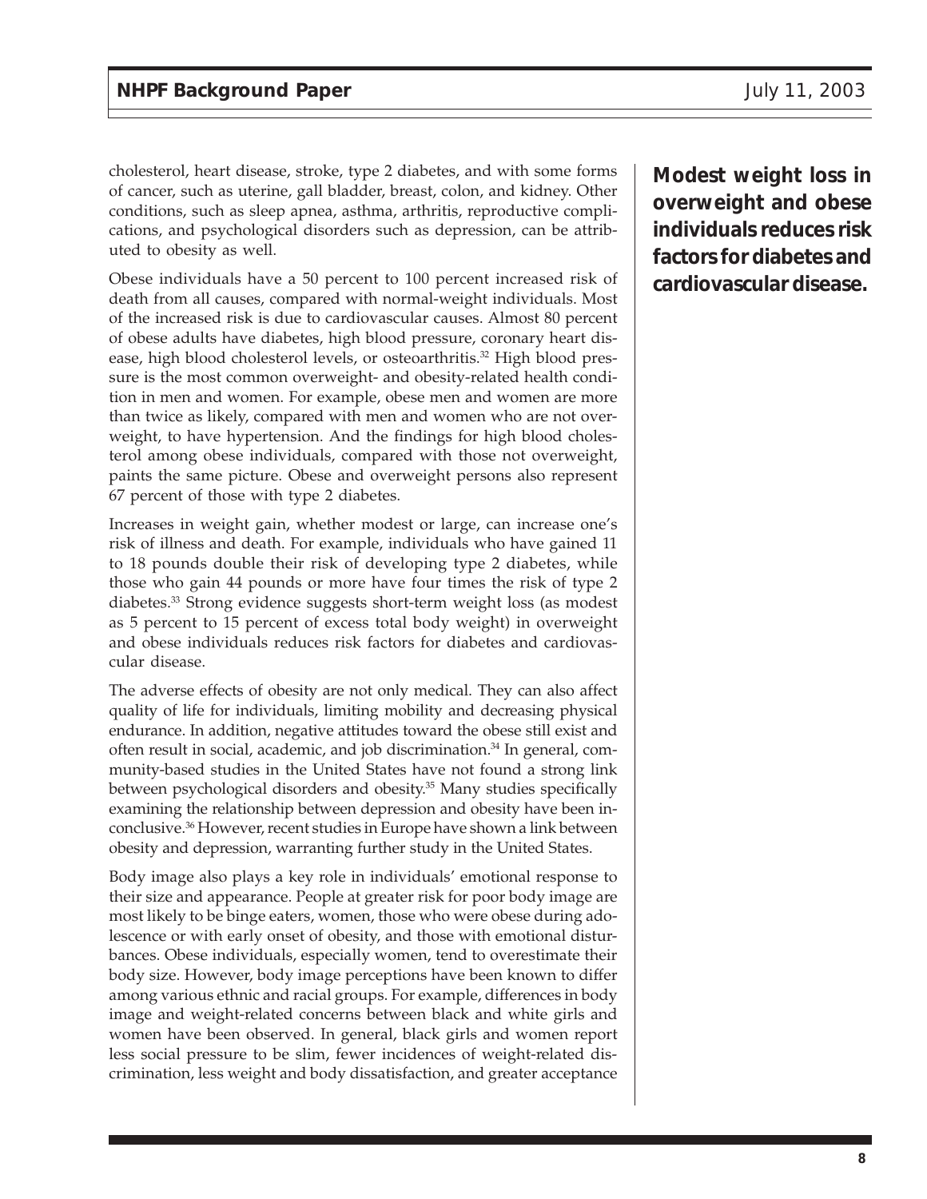cholesterol, heart disease, stroke, type 2 diabetes, and with some forms of cancer, such as uterine, gall bladder, breast, colon, and kidney. Other conditions, such as sleep apnea, asthma, arthritis, reproductive complications, and psychological disorders such as depression, can be attributed to obesity as well.

**Modest weight loss in overweight and obese individuals reduces risk factors for diabetes and cardiovascular disease.**

Obese individuals have a 50 percent to 100 percent increased risk of death from all causes, compared with normal-weight individuals. Most of the increased risk is due to cardiovascular causes. Almost 80 percent of obese adults have diabetes, high blood pressure, coronary heart disease, high blood cholesterol levels, or osteoarthritis.[32] High blood pressure is the most common overweight- and obesity-related health condition in men and women. For example, obese men and women are more than twice as likely, compared with men and women who are not overweight, to have hypertension. And the findings for high blood cholesterol among obese individuals, compared with those not overweight, paints the same picture. Obese and overweight persons also represent 67 percent of those with type 2 diabetes.

Increases in weight gain, whether modest or large, can increase one's risk of illness and death. For example, individuals who have gained 11 to 18 pounds double their risk of developing type 2 diabetes, while those who gain 44 pounds or more have four times the risk of type 2 diabetes.[33] Strong evidence suggests short-term weight loss (as modest as 5 percent to 15 percent of excess total body weight) in overweight and obese individuals reduces risk factors for diabetes and cardiovascular disease.

The adverse effects of obesity are not only medical. They can also affect quality of life for individuals, limiting mobility and decreasing physical endurance. In addition, negative attitudes toward the obese still exist and often result in social, academic, and job discrimination.[34] In general, community-based studies in the United States have not found a strong link between psychological disorders and obesity.[35] Many studies specifically examining the relationship between depression and obesity have been inconclusive.[36] However, recent studies in Europe have shown a link between obesity and depression, warranting further study in the United States.

Body image also plays a key role in individuals' emotional response to their size and appearance. People at greater risk for poor body image are most likely to be binge eaters, women, those who were obese during adolescence or with early onset of obesity, and those with emotional disturbances. Obese individuals, especially women, tend to overestimate their body size. However, body image perceptions have been known to differ among various ethnic and racial groups. For example, differences in body image and weight-related concerns between black and white girls and women have been observed. In general, black girls and women report less social pressure to be slim, fewer incidences of weight-related discrimination, less weight and body dissatisfaction, and greater acceptance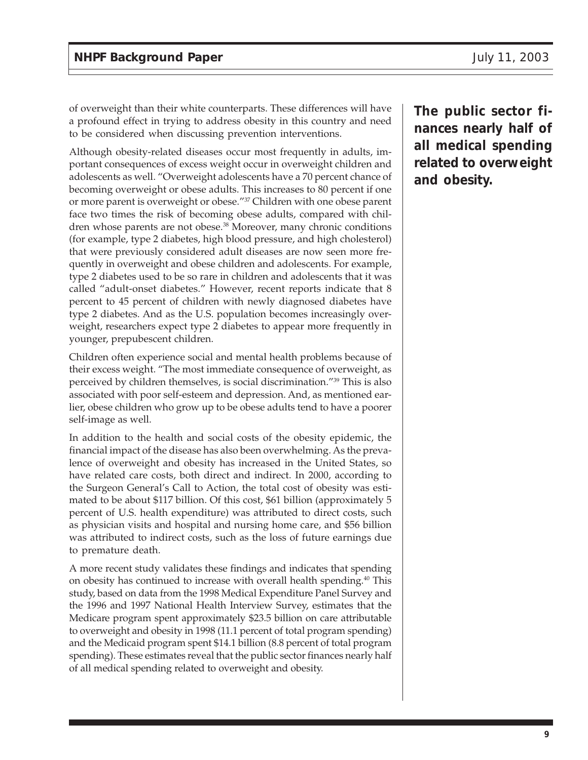of overweight than their white counterparts. These differences will have a profound effect in trying to address obesity in this country and need to be considered when discussing prevention interventions.

**The public sector finances nearly half of all medical spending related to overweight and obesity.**

Although obesity-related diseases occur most frequently in adults, important consequences of excess weight occur in overweight children and adolescents as well. "Overweight adolescents have a 70 percent chance of becoming overweight or obese adults. This increases to 80 percent if one or more parent is overweight or obese."[37] Children with one obese parent face two times the risk of becoming obese adults, compared with children whose parents are not obese.[38] Moreover, many chronic conditions (for example, type 2 diabetes, high blood pressure, and high cholesterol) that were previously considered adult diseases are now seen more frequently in overweight and obese children and adolescents. For example, type 2 diabetes used to be so rare in children and adolescents that it was called "adult-onset diabetes." However, recent reports indicate that 8 percent to 45 percent of children with newly diagnosed diabetes have type 2 diabetes. And as the U.S. population becomes increasingly overweight, researchers expect type 2 diabetes to appear more frequently in younger, prepubescent children.

Children often experience social and mental health problems because of their excess weight. "The most immediate consequence of overweight, as perceived by children themselves, is social discrimination."[39] This is also associated with poor self-esteem and depression. And, as mentioned earlier, obese children who grow up to be obese adults tend to have a poorer self-image as well.

In addition to the health and social costs of the obesity epidemic, the financial impact of the disease has also been overwhelming. As the prevalence of overweight and obesity has increased in the United States, so have related care costs, both direct and indirect. In 2000, according to the Surgeon General's Call to Action, the total cost of obesity was estimated to be about $117 billion. Of this cost, $61 billion (approximately 5 percent of U.S. health expenditure) was attributed to direct costs, such as physician visits and hospital and nursing home care, and $56 billion was attributed to indirect costs, such as the loss of future earnings due to premature death.

A more recent study validates these findings and indicates that spending on obesity has continued to increase with overall health spending.[40] This study, based on data from the 1998 Medical Expenditure Panel Survey and the 1996 and 1997 National Health Interview Survey, estimates that the Medicare program spent approximately $23.5 billion on care attributable to overweight and obesity in 1998 (11.1 percent of total program spending) and the Medicaid program spent $14.1 billion (8.8 percent of total program spending). These estimates reveal that the public sector finances nearly half of all medical spending related to overweight and obesity.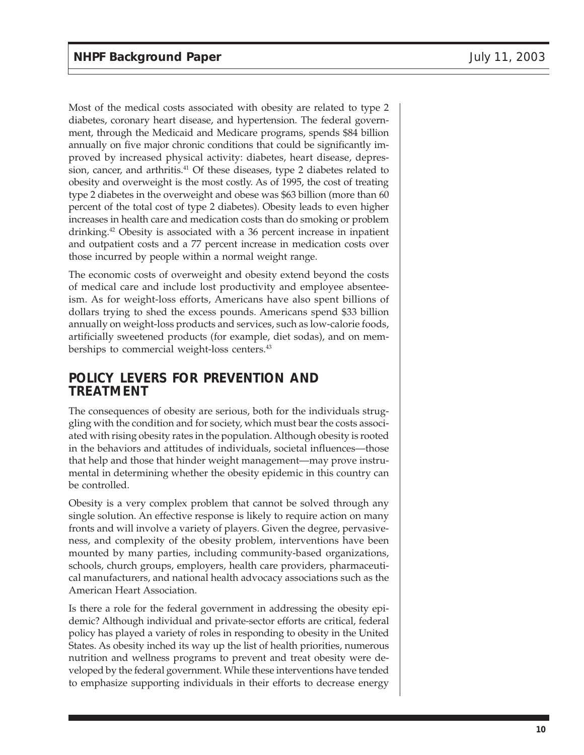Most of the medical costs associated with obesity are related to type 2 diabetes, coronary heart disease, and hypertension. The federal government, through the Medicaid and Medicare programs, spends $84 billion annually on five major chronic conditions that could be significantly improved by increased physical activity: diabetes, heart disease, depression, cancer, and arthritis.[41] Of these diseases, type 2 diabetes related to obesity and overweight is the most costly. As of 1995, the cost of treating type 2 diabetes in the overweight and obese was $63 billion (more than 60 percent of the total cost of type 2 diabetes). Obesity leads to even higher increases in health care and medication costs than do smoking or problem drinking.[42] Obesity is associated with a 36 percent increase in inpatient and outpatient costs and a 77 percent increase in medication costs over those incurred by people within a normal weight range.

The economic costs of overweight and obesity extend beyond the costs of medical care and include lost productivity and employee absenteeism. As for weight-loss efforts, Americans have also spent billions of dollars trying to shed the excess pounds. Americans spend $33 billion annually on weight-loss products and services, such as low-calorie foods, artificially sweetened products (for example, diet sodas), and on memberships to commercial weight-loss centers.[43]

## POLICY LEVERS FOR PREVENTION AND TREATMENT

The consequences of obesity are serious, both for the individuals struggling with the condition and for society, which must bear the costs associated with rising obesity rates in the population. Although obesity is rooted in the behaviors and attitudes of individuals, societal influences—those that help and those that hinder weight management—may prove instrumental in determining whether the obesity epidemic in this country can be controlled.

Obesity is a very complex problem that cannot be solved through any single solution. An effective response is likely to require action on many fronts and will involve a variety of players. Given the degree, pervasiveness, and complexity of the obesity problem, interventions have been mounted by many parties, including community-based organizations, schools, church groups, employers, health care providers, pharmaceutical manufacturers, and national health advocacy associations such as the American Heart Association.

Is there a role for the federal government in addressing the obesity epidemic? Although individual and private-sector efforts are critical, federal policy has played a variety of roles in responding to obesity in the United States. As obesity inched its way up the list of health priorities, numerous nutrition and wellness programs to prevent and treat obesity were developed by the federal government. While these interventions have tended to emphasize supporting individuals in their efforts to decrease energy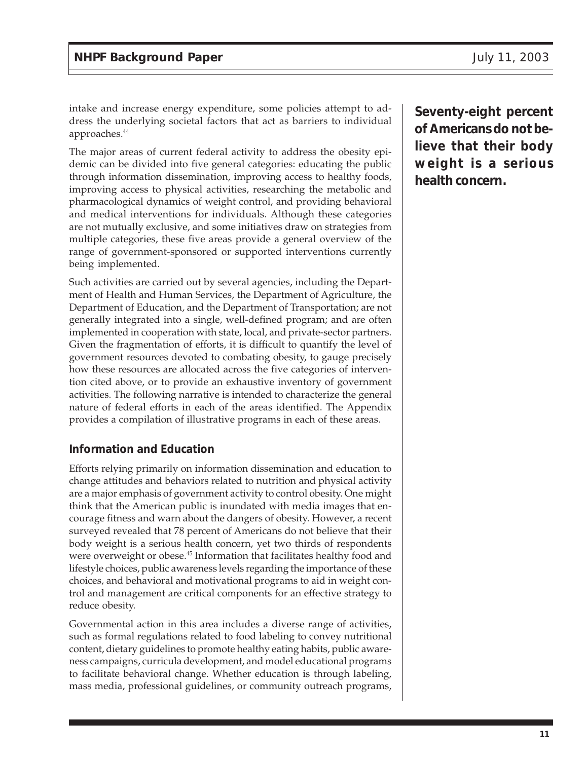intake and increase energy expenditure, some policies attempt to address the underlying societal factors that act as barriers to individual approaches.[44]

The major areas of current federal activity to address the obesity epidemic can be divided into five general categories: educating the public through information dissemination, improving access to healthy foods, improving access to physical activities, researching the metabolic and pharmacological dynamics of weight control, and providing behavioral and medical interventions for individuals. Although these categories are not mutually exclusive, and some initiatives draw on strategies from multiple categories, these five areas provide a general overview of the range of government-sponsored or supported interventions currently being implemented.

Such activities are carried out by several agencies, including the Department of Health and Human Services, the Department of Agriculture, the Department of Education, and the Department of Transportation; are not generally integrated into a single, well-defined program; and are often implemented in cooperation with state, local, and private-sector partners. Given the fragmentation of efforts, it is difficult to quantify the level of government resources devoted to combating obesity, to gauge precisely how these resources are allocated across the five categories of intervention cited above, or to provide an exhaustive inventory of government activities. The following narrative is intended to characterize the general nature of federal efforts in each of the areas identified. The Appendix provides a compilation of illustrative programs in each of these areas.

**Seventy-eight percent of Americans do not believe that their body weight is a serious health concern.**

### Information and Education

Efforts relying primarily on information dissemination and education to change attitudes and behaviors related to nutrition and physical activity are a major emphasis of government activity to control obesity. One might think that the American public is inundated with media images that encourage fitness and warn about the dangers of obesity. However, a recent surveyed revealed that 78 percent of Americans do not believe that their body weight is a serious health concern, yet two thirds of respondents were overweight or obese.[45] Information that facilitates healthy food and lifestyle choices, public awareness levels regarding the importance of these choices, and behavioral and motivational programs to aid in weight control and management are critical components for an effective strategy to reduce obesity.

Governmental action in this area includes a diverse range of activities, such as formal regulations related to food labeling to convey nutritional content, dietary guidelines to promote healthy eating habits, public awareness campaigns, curricula development, and model educational programs to facilitate behavioral change. Whether education is through labeling, mass media, professional guidelines, or community outreach programs,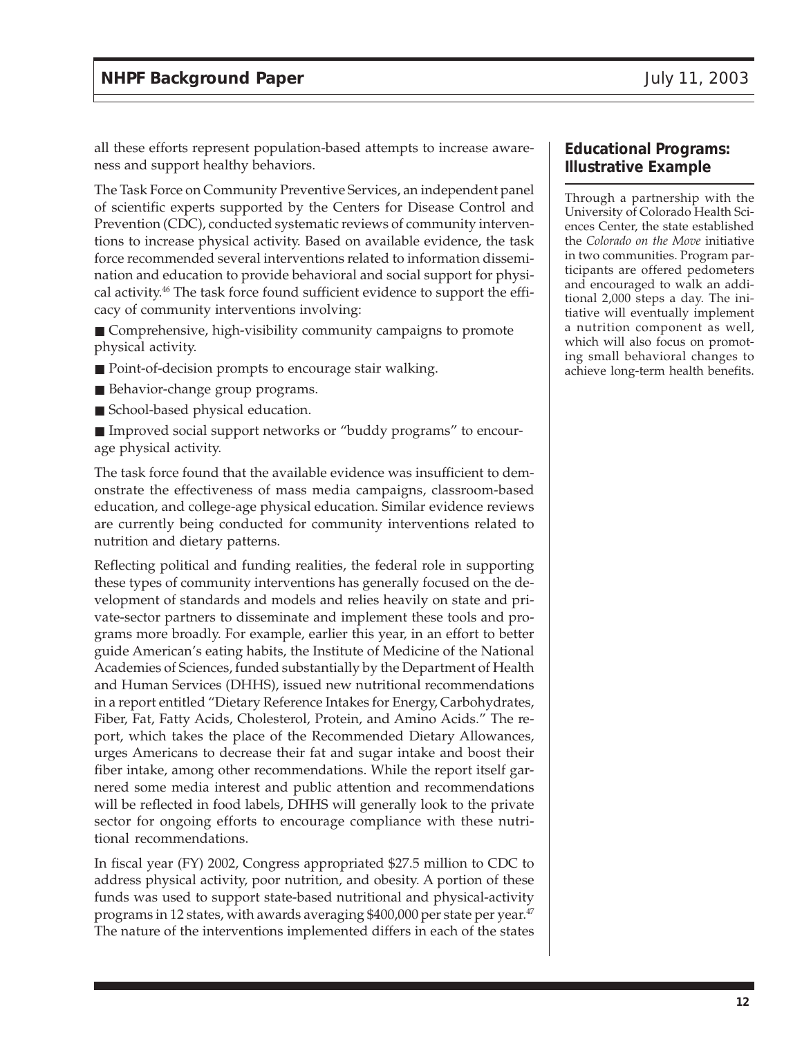all these efforts represent population-based attempts to increase awareness and support healthy behaviors.

The Task Force on Community Preventive Services, an independent panel of scientific experts supported by the Centers for Disease Control and Prevention (CDC), conducted systematic reviews of community interventions to increase physical activity. Based on available evidence, the task force recommended several interventions related to information dissemination and education to provide behavioral and social support for physical activity.[46] The task force found sufficient evidence to support the efficacy of community interventions involving:

- Comprehensive, high-visibility community campaigns to promote physical activity.
- Point-of-decision prompts to encourage stair walking.
- Behavior-change group programs.
- School-based physical education.
- Improved social support networks or "buddy programs" to encourage physical activity.

The task force found that the available evidence was insufficient to demonstrate the effectiveness of mass media campaigns, classroom-based education, and college-age physical education. Similar evidence reviews are currently being conducted for community interventions related to nutrition and dietary patterns.

Reflecting political and funding realities, the federal role in supporting these types of community interventions has generally focused on the development of standards and models and relies heavily on state and private-sector partners to disseminate and implement these tools and programs more broadly. For example, earlier this year, in an effort to better guide American's eating habits, the Institute of Medicine of the National Academies of Sciences, funded substantially by the Department of Health and Human Services (DHHS), issued new nutritional recommendations in a report entitled "Dietary Reference Intakes for Energy, Carbohydrates, Fiber, Fat, Fatty Acids, Cholesterol, Protein, and Amino Acids." The report, which takes the place of the Recommended Dietary Allowances, urges Americans to decrease their fat and sugar intake and boost their fiber intake, among other recommendations. While the report itself garnered some media interest and public attention and recommendations will be reflected in food labels, DHHS will generally look to the private sector for ongoing efforts to encourage compliance with these nutritional recommendations.

In fiscal year (FY) 2002, Congress appropriated $27.5 million to CDC to address physical activity, poor nutrition, and obesity. A portion of these funds was used to support state-based nutritional and physical-activity programs in 12 states, with awards averaging $400,000 per state per year.[47] The nature of the interventions implemented differs in each of the states

## Educational Programs: Illustrative Example

Through a partnership with the University of Colorado Health Sciences Center, the state established the *Colorado on the Move* initiative in two communities. Program participants are offered pedometers and encouraged to walk an additional 2,000 steps a day. The initiative will eventually implement a nutrition component as well, which will also focus on promoting small behavioral changes to achieve long-term health benefits.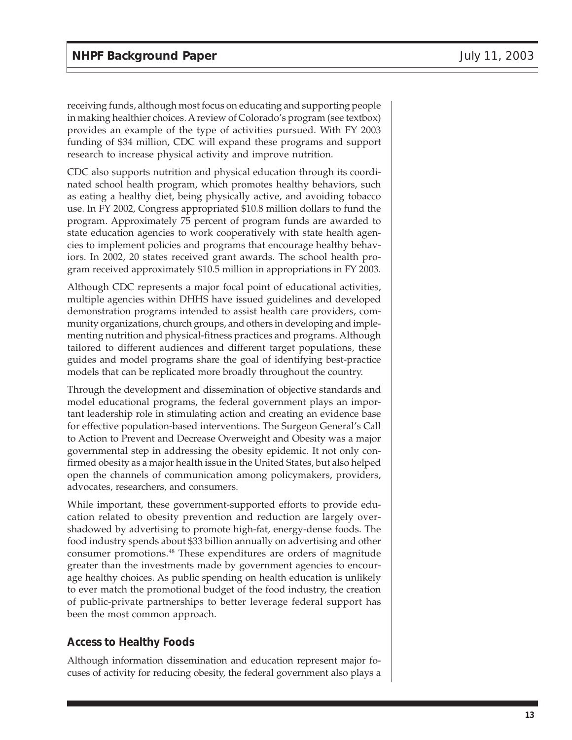receiving funds, although most focus on educating and supporting people in making healthier choices. A review of Colorado's program (see textbox) provides an example of the type of activities pursued. With FY 2003 funding of $34 million, CDC will expand these programs and support research to increase physical activity and improve nutrition.

CDC also supports nutrition and physical education through its coordinated school health program, which promotes healthy behaviors, such as eating a healthy diet, being physically active, and avoiding tobacco use. In FY 2002, Congress appropriated $10.8 million dollars to fund the program. Approximately 75 percent of program funds are awarded to state education agencies to work cooperatively with state health agencies to implement policies and programs that encourage healthy behaviors. In 2002, 20 states received grant awards. The school health program received approximately $10.5 million in appropriations in FY 2003.

Although CDC represents a major focal point of educational activities, multiple agencies within DHHS have issued guidelines and developed demonstration programs intended to assist health care providers, community organizations, church groups, and others in developing and implementing nutrition and physical-fitness practices and programs. Although tailored to different audiences and different target populations, these guides and model programs share the goal of identifying best-practice models that can be replicated more broadly throughout the country.

Through the development and dissemination of objective standards and model educational programs, the federal government plays an important leadership role in stimulating action and creating an evidence base for effective population-based interventions. The Surgeon General's Call to Action to Prevent and Decrease Overweight and Obesity was a major governmental step in addressing the obesity epidemic. It not only confirmed obesity as a major health issue in the United States, but also helped open the channels of communication among policymakers, providers, advocates, researchers, and consumers.

While important, these government-supported efforts to provide education related to obesity prevention and reduction are largely overshadowed by advertising to promote high-fat, energy-dense foods. The food industry spends about $33 billion annually on advertising and other consumer promotions.[48] These expenditures are orders of magnitude greater than the investments made by government agencies to encourage healthy choices. As public spending on health education is unlikely to ever match the promotional budget of the food industry, the creation of public-private partnerships to better leverage federal support has been the most common approach.

### Access to Healthy Foods

Although information dissemination and education represent major focuses of activity for reducing obesity, the federal government also plays a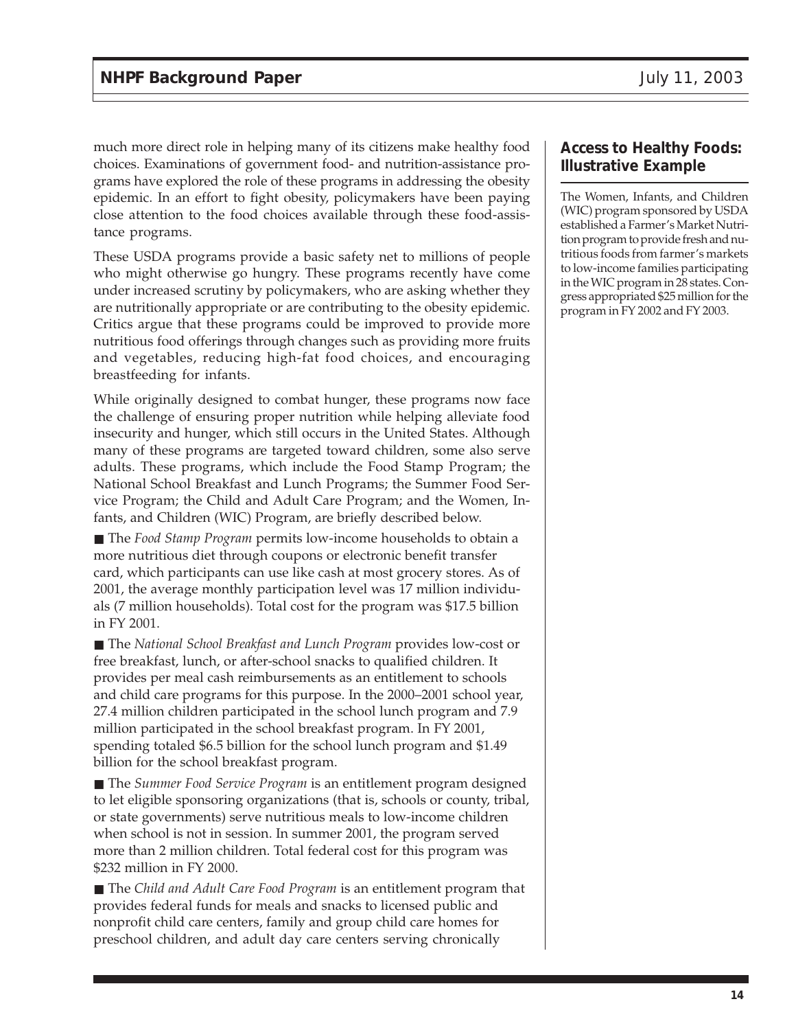much more direct role in helping many of its citizens make healthy food choices. Examinations of government food- and nutrition-assistance programs have explored the role of these programs in addressing the obesity epidemic. In an effort to fight obesity, policymakers have been paying close attention to the food choices available through these food-assistance programs.

These USDA programs provide a basic safety net to millions of people who might otherwise go hungry. These programs recently have come under increased scrutiny by policymakers, who are asking whether they are nutritionally appropriate or are contributing to the obesity epidemic. Critics argue that these programs could be improved to provide more nutritious food offerings through changes such as providing more fruits and vegetables, reducing high-fat food choices, and encouraging breastfeeding for infants.

While originally designed to combat hunger, these programs now face the challenge of ensuring proper nutrition while helping alleviate food insecurity and hunger, which still occurs in the United States. Although many of these programs are targeted toward children, some also serve adults. These programs, which include the Food Stamp Program; the National School Breakfast and Lunch Programs; the Summer Food Service Program; the Child and Adult Care Program; and the Women, Infants, and Children (WIC) Program, are briefly described below.

- The *Food Stamp Program* permits low-income households to obtain a more nutritious diet through coupons or electronic benefit transfer card, which participants can use like cash at most grocery stores. As of 2001, the average monthly participation level was 17 million individuals (7 million households). Total cost for the program was $17.5 billion in FY 2001.

- The *National School Breakfast and Lunch Program* provides low-cost or free breakfast, lunch, or after-school snacks to qualified children. It provides per meal cash reimbursements as an entitlement to schools and child care programs for this purpose. In the 2000–2001 school year, 27.4 million children participated in the school lunch program and 7.9 million participated in the school breakfast program. In FY 2001, spending totaled $6.5 billion for the school lunch program and $1.49 billion for the school breakfast program.

- The *Summer Food Service Program* is an entitlement program designed to let eligible sponsoring organizations (that is, schools or county, tribal, or state governments) serve nutritious meals to low-income children when school is not in session. In summer 2001, the program served more than 2 million children. Total federal cost for this program was $232 million in FY 2000.

- The *Child and Adult Care Food Program* is an entitlement program that provides federal funds for meals and snacks to licensed public and nonprofit child care centers, family and group child care homes for preschool children, and adult day care centers serving chronically

### Access to Healthy Foods: Illustrative Example

The Women, Infants, and Children (WIC) program sponsored by USDA established a Farmer's Market Nutrition program to provide fresh and nutritious foods from farmer's markets to low-income families participating in the WIC program in 28 states. Congress appropriated $25 million for the program in FY 2002 and FY 2003.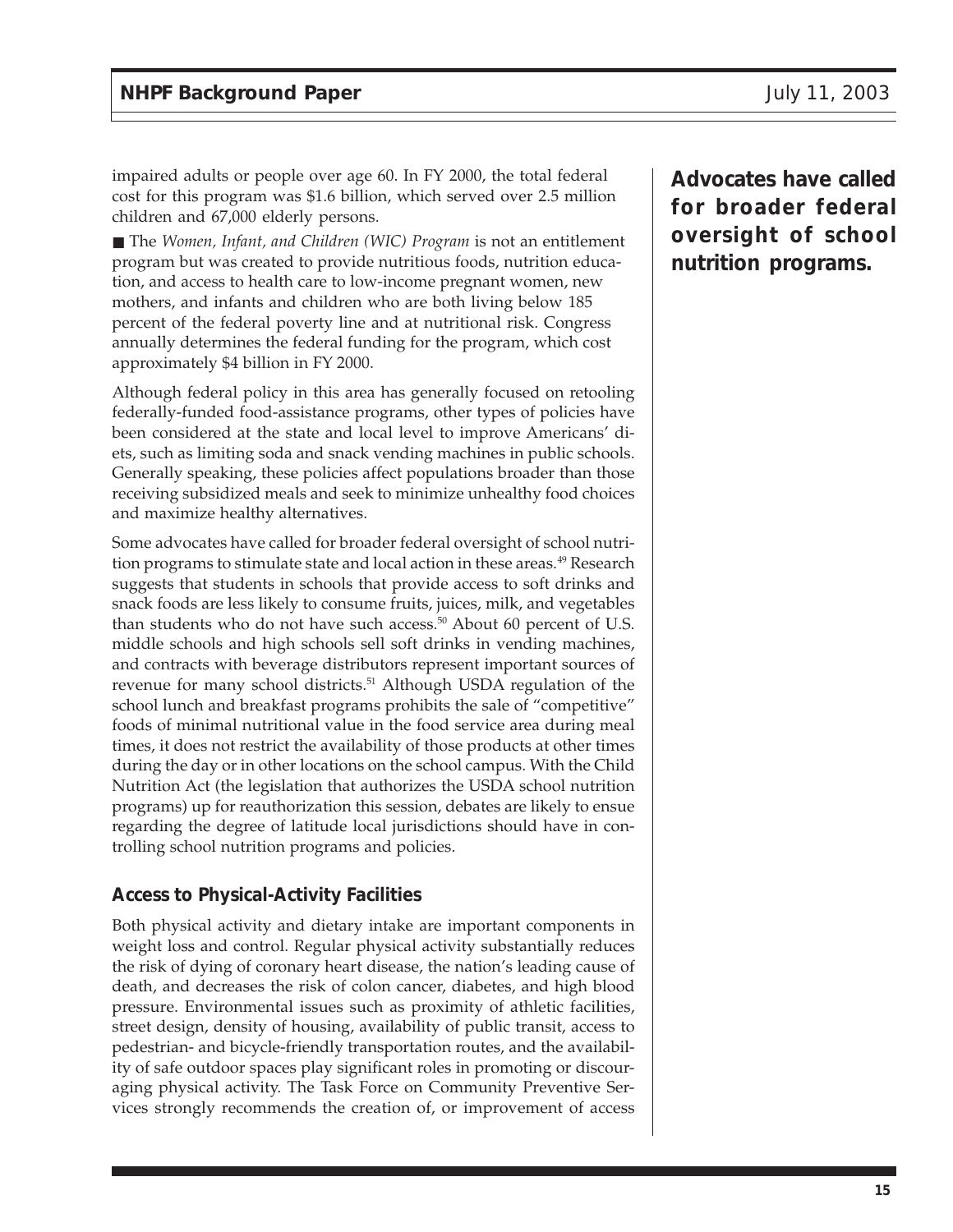impaired adults or people over age 60. In FY 2000, the total federal cost for this program was $1.6 billion, which served over 2.5 million children and 67,000 elderly persons.

- The *Women, Infant, and Children (WIC) Program* is not an entitlement program but was created to provide nutritious foods, nutrition education, and access to health care to low-income pregnant women, new mothers, and infants and children who are both living below 185 percent of the federal poverty line and at nutritional risk. Congress annually determines the federal funding for the program, which cost approximately $4 billion in FY 2000.

Although federal policy in this area has generally focused on retooling federally-funded food-assistance programs, other types of policies have been considered at the state and local level to improve Americans' diets, such as limiting soda and snack vending machines in public schools. Generally speaking, these policies affect populations broader than those receiving subsidized meals and seek to minimize unhealthy food choices and maximize healthy alternatives.

**Advocates have called for broader federal oversight of school nutrition programs.**

Some advocates have called for broader federal oversight of school nutrition programs to stimulate state and local action in these areas.[49] Research suggests that students in schools that provide access to soft drinks and snack foods are less likely to consume fruits, juices, milk, and vegetables than students who do not have such access.[50] About 60 percent of U.S. middle schools and high schools sell soft drinks in vending machines, and contracts with beverage distributors represent important sources of revenue for many school districts.[51] Although USDA regulation of the school lunch and breakfast programs prohibits the sale of "competitive" foods of minimal nutritional value in the food service area during meal times, it does not restrict the availability of those products at other times during the day or in other locations on the school campus. With the Child Nutrition Act (the legislation that authorizes the USDA school nutrition programs) up for reauthorization this session, debates are likely to ensue regarding the degree of latitude local jurisdictions should have in controlling school nutrition programs and policies.

### Access to Physical-Activity Facilities

Both physical activity and dietary intake are important components in weight loss and control. Regular physical activity substantially reduces the risk of dying of coronary heart disease, the nation's leading cause of death, and decreases the risk of colon cancer, diabetes, and high blood pressure. Environmental issues such as proximity of athletic facilities, street design, density of housing, availability of public transit, access to pedestrian- and bicycle-friendly transportation routes, and the availability of safe outdoor spaces play significant roles in promoting or discouraging physical activity. The Task Force on Community Preventive Services strongly recommends the creation of, or improvement of access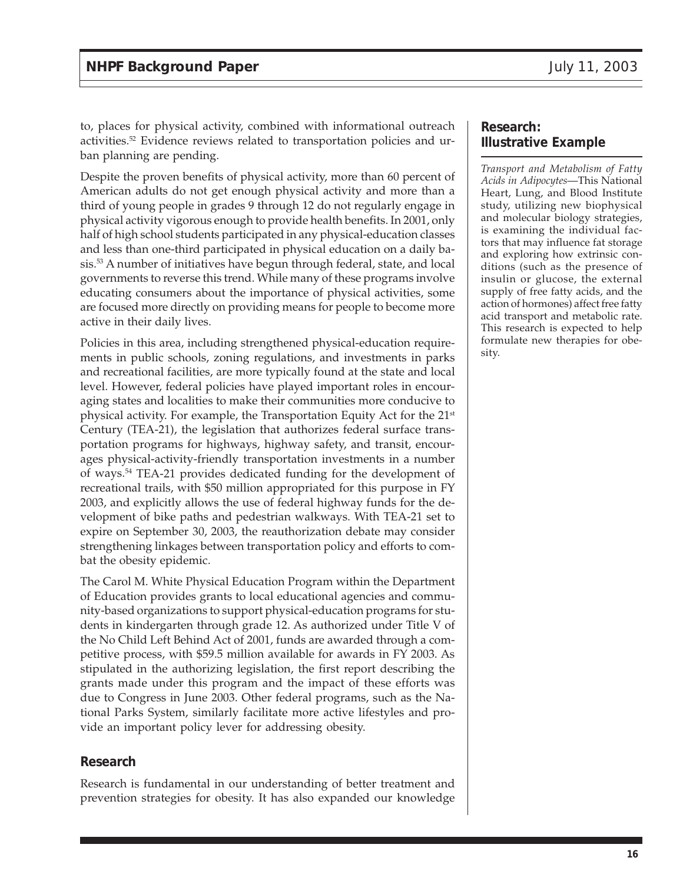to, places for physical activity, combined with informational outreach activities.[52] Evidence reviews related to transportation policies and urban planning are pending.

Despite the proven benefits of physical activity, more than 60 percent of American adults do not get enough physical activity and more than a third of young people in grades 9 through 12 do not regularly engage in physical activity vigorous enough to provide health benefits. In 2001, only half of high school students participated in any physical-education classes and less than one-third participated in physical education on a daily basis.[53] A number of initiatives have begun through federal, state, and local governments to reverse this trend. While many of these programs involve educating consumers about the importance of physical activities, some are focused more directly on providing means for people to become more active in their daily lives.

Policies in this area, including strengthened physical-education requirements in public schools, zoning regulations, and investments in parks and recreational facilities, are more typically found at the state and local level. However, federal policies have played important roles in encouraging states and localities to make their communities more conducive to physical activity. For example, the Transportation Equity Act for the 21st Century (TEA-21), the legislation that authorizes federal surface transportation programs for highways, highway safety, and transit, encourages physical-activity-friendly transportation investments in a number of ways.[54] TEA-21 provides dedicated funding for the development of recreational trails, with $50 million appropriated for this purpose in FY 2003, and explicitly allows the use of federal highway funds for the development of bike paths and pedestrian walkways. With TEA-21 set to expire on September 30, 2003, the reauthorization debate may consider strengthening linkages between transportation policy and efforts to combat the obesity epidemic.

The Carol M. White Physical Education Program within the Department of Education provides grants to local educational agencies and community-based organizations to support physical-education programs for students in kindergarten through grade 12. As authorized under Title V of the No Child Left Behind Act of 2001, funds are awarded through a competitive process, with $59.5 million available for awards in FY 2003. As stipulated in the authorizing legislation, the first report describing the grants made under this program and the impact of these efforts was due to Congress in June 2003. Other federal programs, such as the National Parks System, similarly facilitate more active lifestyles and provide an important policy lever for addressing obesity.

## Research

Research is fundamental in our understanding of better treatment and prevention strategies for obesity. It has also expanded our knowledge

### Research: Illustrative Example

*Transport and Metabolism of Fatty Acids in Adipocytes*—This National Heart, Lung, and Blood Institute study, utilizing new biophysical and molecular biology strategies, is examining the individual factors that may influence fat storage and exploring how extrinsic conditions (such as the presence of insulin or glucose, the external supply of free fatty acids, and the action of hormones) affect free fatty acid transport and metabolic rate. This research is expected to help formulate new therapies for obesity.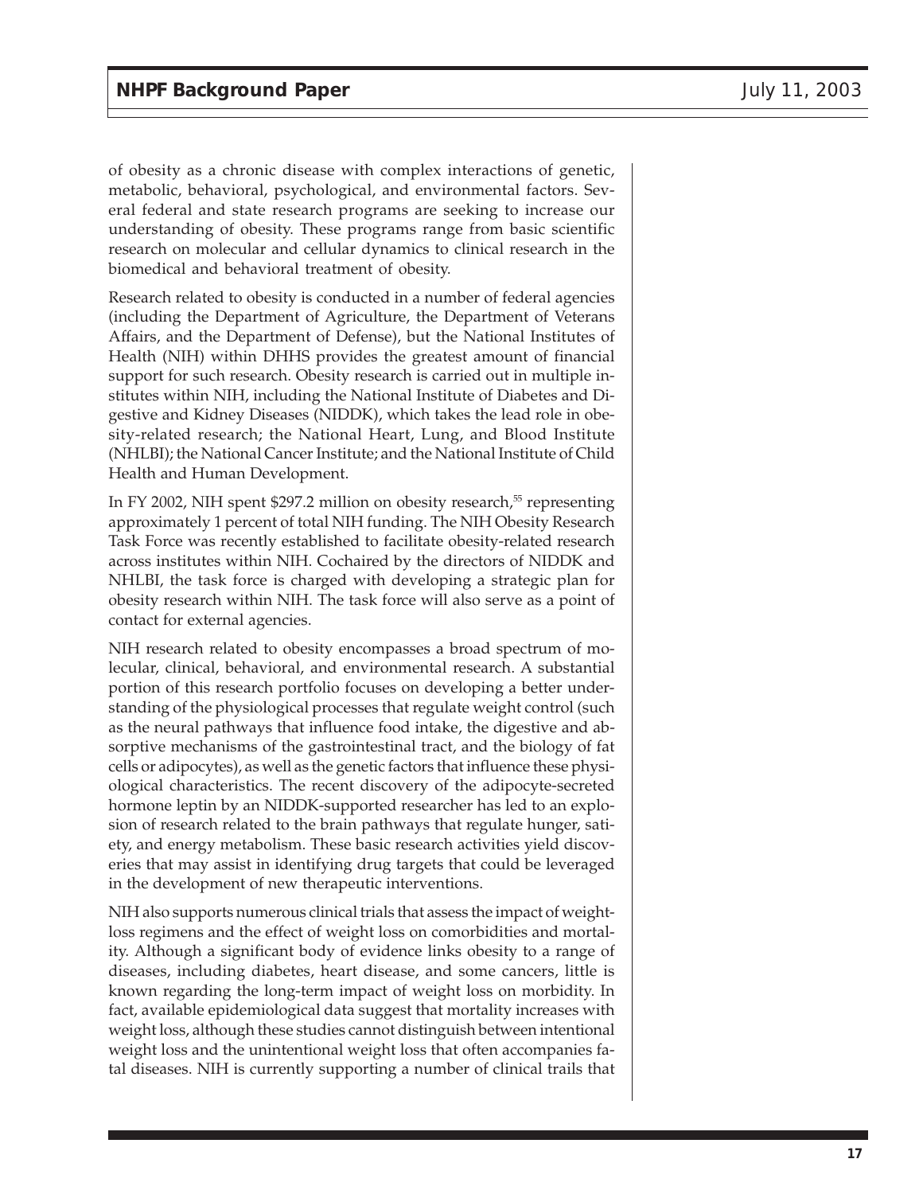of obesity as a chronic disease with complex interactions of genetic, metabolic, behavioral, psychological, and environmental factors. Several federal and state research programs are seeking to increase our understanding of obesity. These programs range from basic scientific research on molecular and cellular dynamics to clinical research in the biomedical and behavioral treatment of obesity.

Research related to obesity is conducted in a number of federal agencies (including the Department of Agriculture, the Department of Veterans Affairs, and the Department of Defense), but the National Institutes of Health (NIH) within DHHS provides the greatest amount of financial support for such research. Obesity research is carried out in multiple institutes within NIH, including the National Institute of Diabetes and Digestive and Kidney Diseases (NIDDK), which takes the lead role in obesity-related research; the National Heart, Lung, and Blood Institute (NHLBI); the National Cancer Institute; and the National Institute of Child Health and Human Development.

In FY 2002, NIH spent $297.2 million on obesity research,[55] representing approximately 1 percent of total NIH funding. The NIH Obesity Research Task Force was recently established to facilitate obesity-related research across institutes within NIH. Cochaired by the directors of NIDDK and NHLBI, the task force is charged with developing a strategic plan for obesity research within NIH. The task force will also serve as a point of contact for external agencies.

NIH research related to obesity encompasses a broad spectrum of molecular, clinical, behavioral, and environmental research. A substantial portion of this research portfolio focuses on developing a better understanding of the physiological processes that regulate weight control (such as the neural pathways that influence food intake, the digestive and absorptive mechanisms of the gastrointestinal tract, and the biology of fat cells or adipocytes), as well as the genetic factors that influence these physiological characteristics. The recent discovery of the adipocyte-secreted hormone leptin by an NIDDK-supported researcher has led to an explosion of research related to the brain pathways that regulate hunger, satiety, and energy metabolism. These basic research activities yield discoveries that may assist in identifying drug targets that could be leveraged in the development of new therapeutic interventions.

NIH also supports numerous clinical trials that assess the impact of weight-loss regimens and the effect of weight loss on comorbidities and mortality. Although a significant body of evidence links obesity to a range of diseases, including diabetes, heart disease, and some cancers, little is known regarding the long-term impact of weight loss on morbidity. In fact, available epidemiological data suggest that mortality increases with weight loss, although these studies cannot distinguish between intentional weight loss and the unintentional weight loss that often accompanies fatal diseases. NIH is currently supporting a number of clinical trails that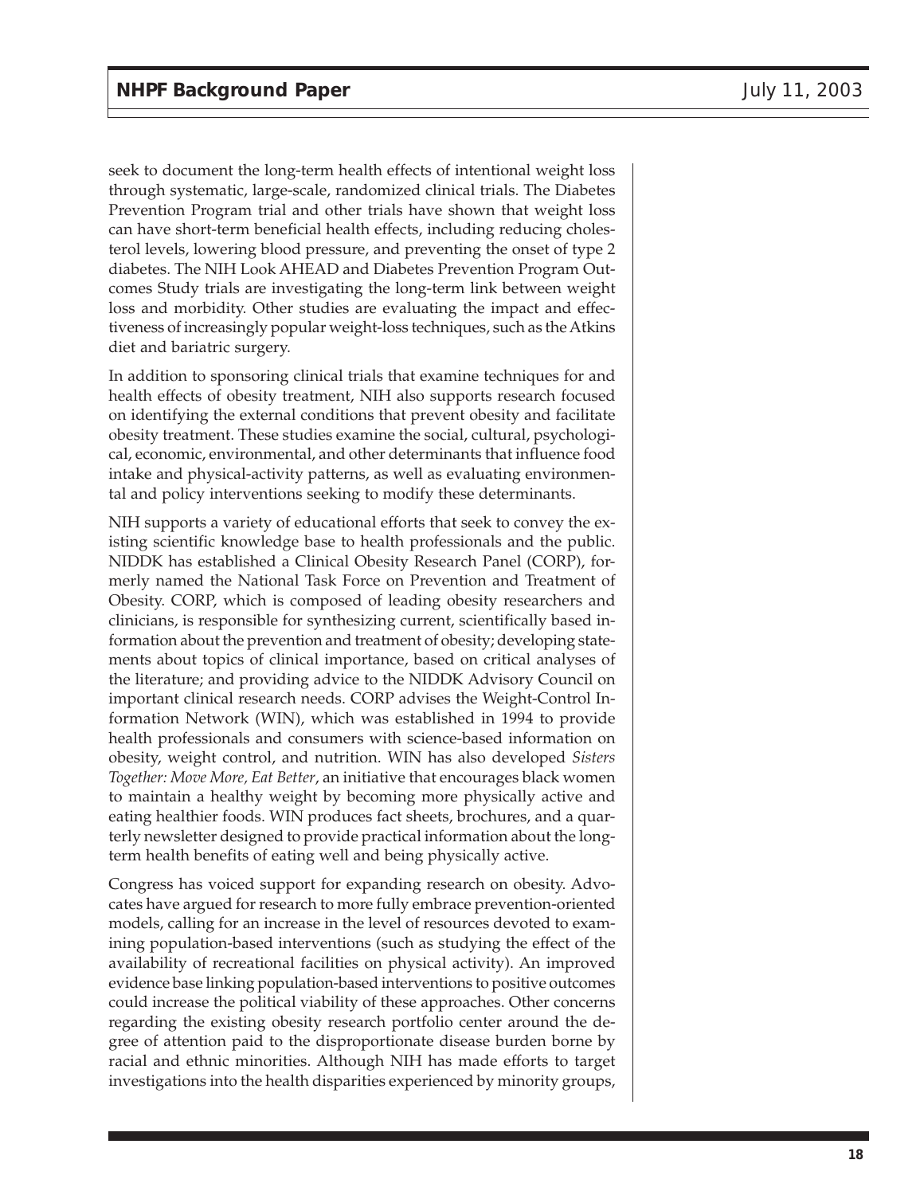seek to document the long-term health effects of intentional weight loss through systematic, large-scale, randomized clinical trials. The Diabetes Prevention Program trial and other trials have shown that weight loss can have short-term beneficial health effects, including reducing cholesterol levels, lowering blood pressure, and preventing the onset of type 2 diabetes. The NIH Look AHEAD and Diabetes Prevention Program Outcomes Study trials are investigating the long-term link between weight loss and morbidity. Other studies are evaluating the impact and effectiveness of increasingly popular weight-loss techniques, such as the Atkins diet and bariatric surgery.

In addition to sponsoring clinical trials that examine techniques for and health effects of obesity treatment, NIH also supports research focused on identifying the external conditions that prevent obesity and facilitate obesity treatment. These studies examine the social, cultural, psychological, economic, environmental, and other determinants that influence food intake and physical-activity patterns, as well as evaluating environmental and policy interventions seeking to modify these determinants.

NIH supports a variety of educational efforts that seek to convey the existing scientific knowledge base to health professionals and the public. NIDDK has established a Clinical Obesity Research Panel (CORP), formerly named the National Task Force on Prevention and Treatment of Obesity. CORP, which is composed of leading obesity researchers and clinicians, is responsible for synthesizing current, scientifically based information about the prevention and treatment of obesity; developing statements about topics of clinical importance, based on critical analyses of the literature; and providing advice to the NIDDK Advisory Council on important clinical research needs. CORP advises the Weight-Control Information Network (WIN), which was established in 1994 to provide health professionals and consumers with science-based information on obesity, weight control, and nutrition. WIN has also developed *Sisters Together: Move More, Eat Better*, an initiative that encourages black women to maintain a healthy weight by becoming more physically active and eating healthier foods. WIN produces fact sheets, brochures, and a quarterly newsletter designed to provide practical information about the long-term health benefits of eating well and being physically active.

Congress has voiced support for expanding research on obesity. Advocates have argued for research to more fully embrace prevention-oriented models, calling for an increase in the level of resources devoted to examining population-based interventions (such as studying the effect of the availability of recreational facilities on physical activity). An improved evidence base linking population-based interventions to positive outcomes could increase the political viability of these approaches. Other concerns regarding the existing obesity research portfolio center around the degree of attention paid to the disproportionate disease burden borne by racial and ethnic minorities. Although NIH has made efforts to target investigations into the health disparities experienced by minority groups,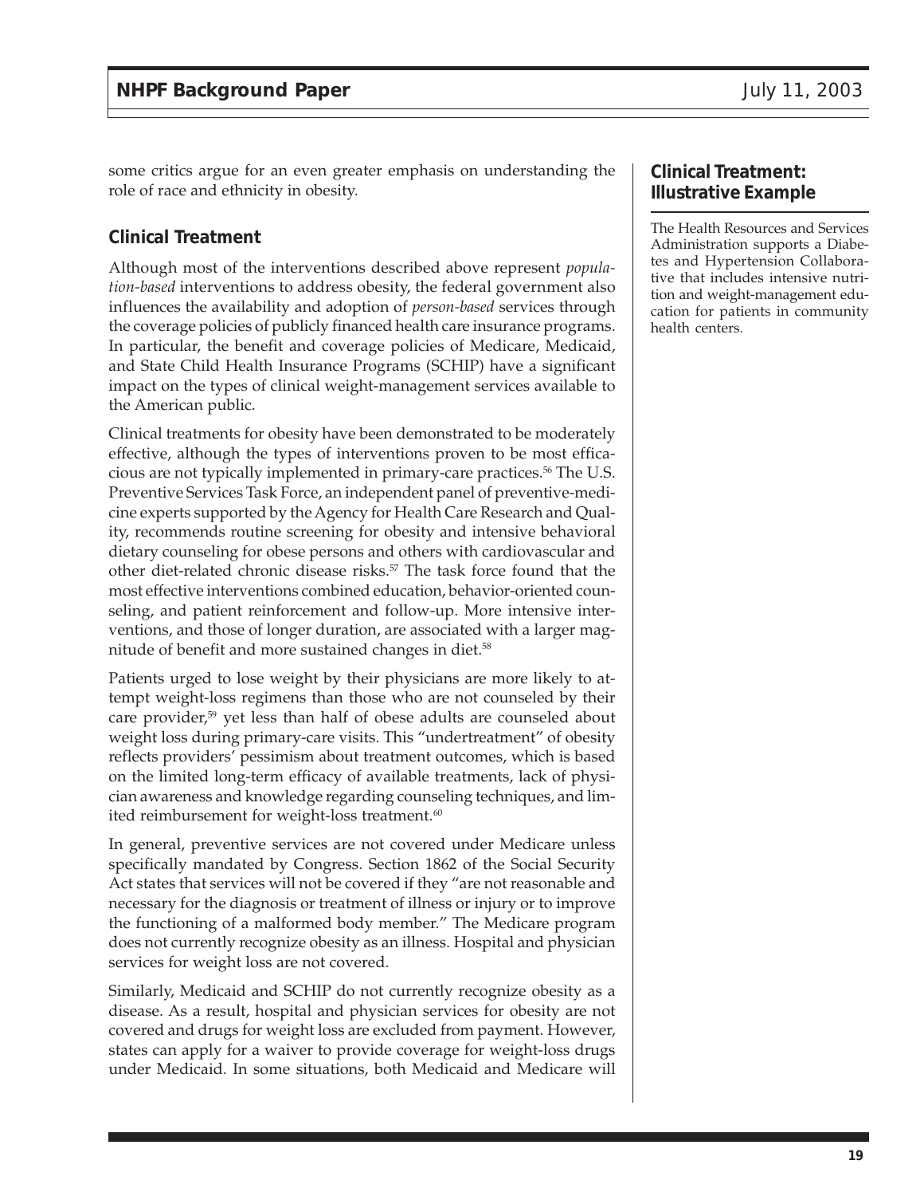some critics argue for an even greater emphasis on understanding the role of race and ethnicity in obesity.

## Clinical Treatment

Although most of the interventions described above represent *population-based* interventions to address obesity, the federal government also influences the availability and adoption of *person-based* services through the coverage policies of publicly financed health care insurance programs. In particular, the benefit and coverage policies of Medicare, Medicaid, and State Child Health Insurance Programs (SCHIP) have a significant impact on the types of clinical weight-management services available to the American public.

Clinical treatments for obesity have been demonstrated to be moderately effective, although the types of interventions proven to be most efficacious are not typically implemented in primary-care practices.[56] The U.S. Preventive Services Task Force, an independent panel of preventive-medicine experts supported by the Agency for Health Care Research and Quality, recommends routine screening for obesity and intensive behavioral dietary counseling for obese persons and others with cardiovascular and other diet-related chronic disease risks.[57] The task force found that the most effective interventions combined education, behavior-oriented counseling, and patient reinforcement and follow-up. More intensive interventions, and those of longer duration, are associated with a larger magnitude of benefit and more sustained changes in diet.[58]

Patients urged to lose weight by their physicians are more likely to attempt weight-loss regimens than those who are not counseled by their care provider,[59] yet less than half of obese adults are counseled about weight loss during primary-care visits. This "undertreatment" of obesity reflects providers' pessimism about treatment outcomes, which is based on the limited long-term efficacy of available treatments, lack of physician awareness and knowledge regarding counseling techniques, and limited reimbursement for weight-loss treatment.[60]

In general, preventive services are not covered under Medicare unless specifically mandated by Congress. Section 1862 of the Social Security Act states that services will not be covered if they "are not reasonable and necessary for the diagnosis or treatment of illness or injury or to improve the functioning of a malformed body member." The Medicare program does not currently recognize obesity as an illness. Hospital and physician services for weight loss are not covered.

Similarly, Medicaid and SCHIP do not currently recognize obesity as a disease. As a result, hospital and physician services for obesity are not covered and drugs for weight loss are excluded from payment. However, states can apply for a waiver to provide coverage for weight-loss drugs under Medicaid. In some situations, both Medicaid and Medicare will

### Clinical Treatment: Illustrative Example

The Health Resources and Services Administration supports a Diabetes and Hypertension Collaborative that includes intensive nutrition and weight-management education for patients in community health centers.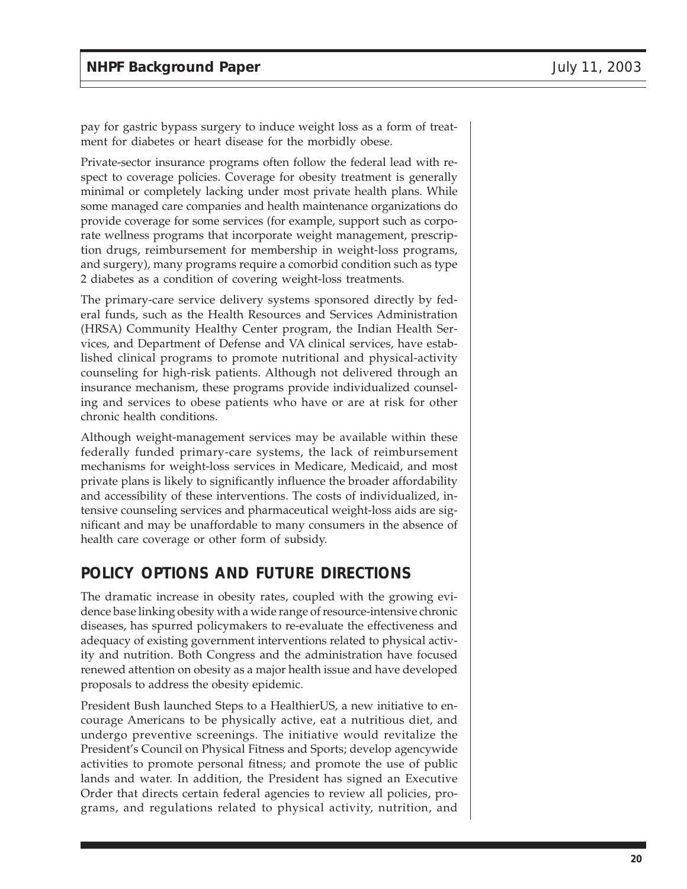pay for gastric bypass surgery to induce weight loss as a form of treatment for diabetes or heart disease for the morbidly obese.

Private-sector insurance programs often follow the federal lead with respect to coverage policies. Coverage for obesity treatment is generally minimal or completely lacking under most private health plans. While some managed care companies and health maintenance organizations do provide coverage for some services (for example, support such as corporate wellness programs that incorporate weight management, prescription drugs, reimbursement for membership in weight-loss programs, and surgery), many programs require a comorbid condition such as type 2 diabetes as a condition of covering weight-loss treatments.

The primary-care service delivery systems sponsored directly by federal funds, such as the Health Resources and Services Administration (HRSA) Community Healthy Center program, the Indian Health Services, and Department of Defense and VA clinical services, have established clinical programs to promote nutritional and physical-activity counseling for high-risk patients. Although not delivered through an insurance mechanism, these programs provide individualized counseling and services to obese patients who have or are at risk for other chronic health conditions.

Although weight-management services may be available within these federally funded primary-care systems, the lack of reimbursement mechanisms for weight-loss services in Medicare, Medicaid, and most private plans is likely to significantly influence the broader affordability and accessibility of these interventions. The costs of individualized, intensive counseling services and pharmaceutical weight-loss aids are significant and may be unaffordable to many consumers in the absence of health care coverage or other form of subsidy.

## POLICY OPTIONS AND FUTURE DIRECTIONS

The dramatic increase in obesity rates, coupled with the growing evidence base linking obesity with a wide range of resource-intensive chronic diseases, has spurred policymakers to re-evaluate the effectiveness and adequacy of existing government interventions related to physical activity and nutrition. Both Congress and the administration have focused renewed attention on obesity as a major health issue and have developed proposals to address the obesity epidemic.

President Bush launched Steps to a HealthierUS, a new initiative to encourage Americans to be physically active, eat a nutritious diet, and undergo preventive screenings. The initiative would revitalize the President's Council on Physical Fitness and Sports; develop agencywide activities to promote personal fitness; and promote the use of public lands and water. In addition, the President has signed an Executive Order that directs certain federal agencies to review all policies, programs, and regulations related to physical activity, nutrition, and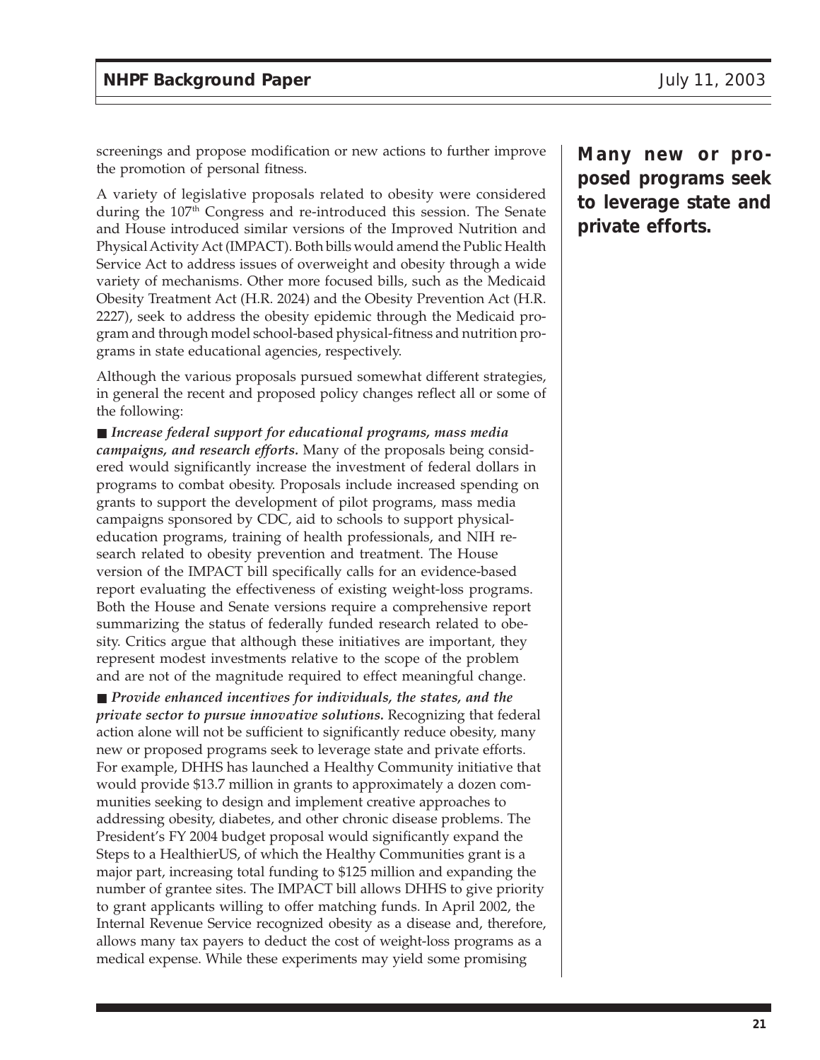screenings and propose modification or new actions to further improve the promotion of personal fitness.

A variety of legislative proposals related to obesity were considered during the 107th Congress and re-introduced this session. The Senate and House introduced similar versions of the Improved Nutrition and Physical Activity Act (IMPACT). Both bills would amend the Public Health Service Act to address issues of overweight and obesity through a wide variety of mechanisms. Other more focused bills, such as the Medicaid Obesity Treatment Act (H.R. 2024) and the Obesity Prevention Act (H.R. 2227), seek to address the obesity epidemic through the Medicaid program and through model school-based physical-fitness and nutrition programs in state educational agencies, respectively.

**Many new or proposed programs seek to leverage state and private efforts.**

Although the various proposals pursued somewhat different strategies, in general the recent and proposed policy changes reflect all or some of the following:

- ***Increase federal support for educational programs, mass media campaigns, and research efforts.*** Many of the proposals being considered would significantly increase the investment of federal dollars in programs to combat obesity. Proposals include increased spending on grants to support the development of pilot programs, mass media campaigns sponsored by CDC, aid to schools to support physical-education programs, training of health professionals, and NIH research related to obesity prevention and treatment. The House version of the IMPACT bill specifically calls for an evidence-based report evaluating the effectiveness of existing weight-loss programs. Both the House and Senate versions require a comprehensive report summarizing the status of federally funded research related to obesity. Critics argue that although these initiatives are important, they represent modest investments relative to the scope of the problem and are not of the magnitude required to effect meaningful change.

- ***Provide enhanced incentives for individuals, the states, and the private sector to pursue innovative solutions.*** Recognizing that federal action alone will not be sufficient to significantly reduce obesity, many new or proposed programs seek to leverage state and private efforts. For example, DHHS has launched a Healthy Community initiative that would provide $13.7 million in grants to approximately a dozen communities seeking to design and implement creative approaches to addressing obesity, diabetes, and other chronic disease problems. The President's FY 2004 budget proposal would significantly expand the Steps to a HealthierUS, of which the Healthy Communities grant is a major part, increasing total funding to $125 million and expanding the number of grantee sites. The IMPACT bill allows DHHS to give priority to grant applicants willing to offer matching funds. In April 2002, the Internal Revenue Service recognized obesity as a disease and, therefore, allows many tax payers to deduct the cost of weight-loss programs as a medical expense. While these experiments may yield some promising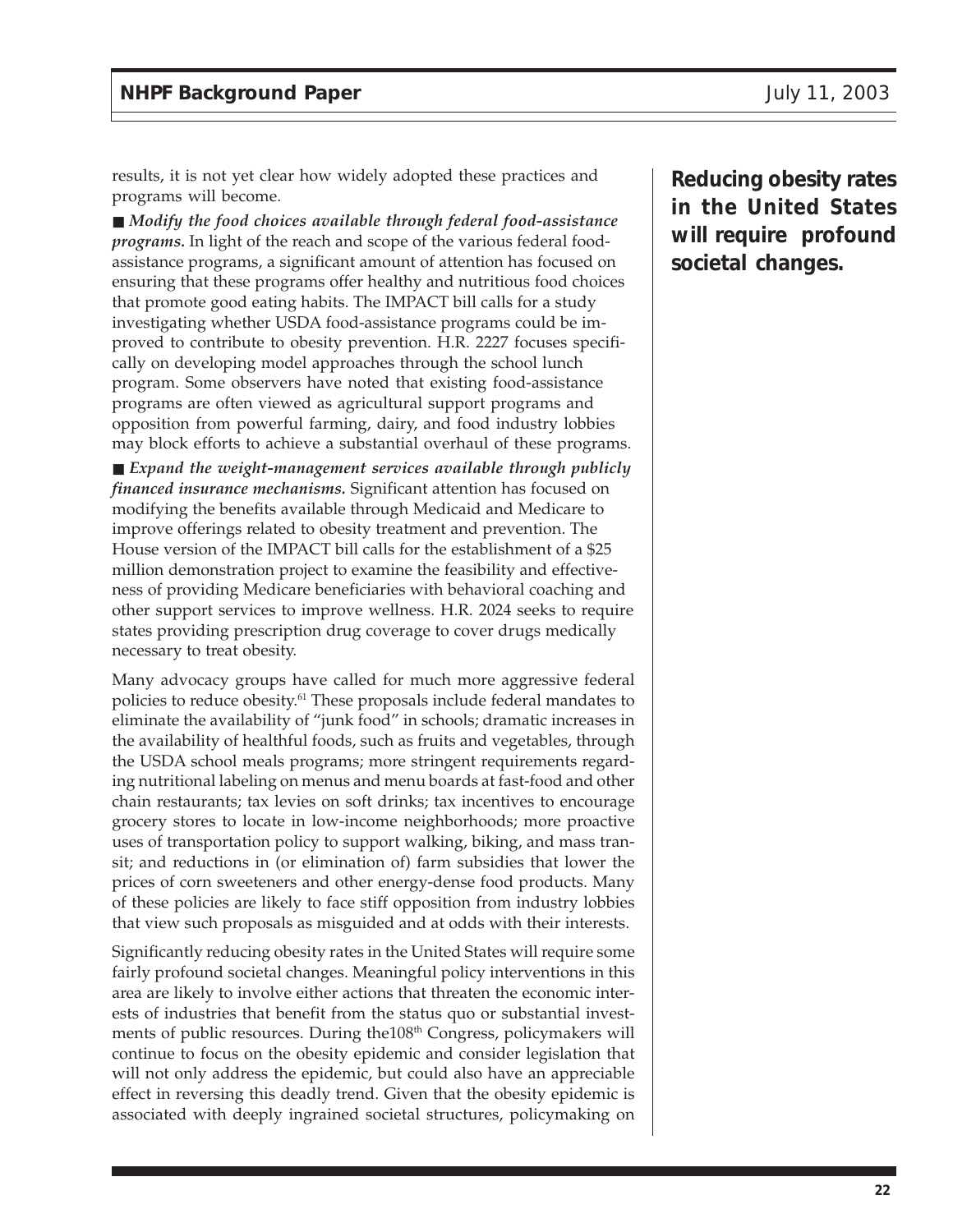results, it is not yet clear how widely adopted these practices and programs will become.

■ ***Modify the food choices available through federal food-assistance programs.*** In light of the reach and scope of the various federal food-assistance programs, a significant amount of attention has focused on ensuring that these programs offer healthy and nutritious food choices that promote good eating habits. The IMPACT bill calls for a study investigating whether USDA food-assistance programs could be improved to contribute to obesity prevention. H.R. 2227 focuses specifically on developing model approaches through the school lunch program. Some observers have noted that existing food-assistance programs are often viewed as agricultural support programs and opposition from powerful farming, dairy, and food industry lobbies may block efforts to achieve a substantial overhaul of these programs.

■ ***Expand the weight-management services available through publicly financed insurance mechanisms.*** Significant attention has focused on modifying the benefits available through Medicaid and Medicare to improve offerings related to obesity treatment and prevention. The House version of the IMPACT bill calls for the establishment of a $25 million demonstration project to examine the feasibility and effectiveness of providing Medicare beneficiaries with behavioral coaching and other support services to improve wellness. H.R. 2024 seeks to require states providing prescription drug coverage to cover drugs medically necessary to treat obesity.

**Reducing obesity rates in the United States will require profound societal changes.**

Many advocacy groups have called for much more aggressive federal policies to reduce obesity.[61] These proposals include federal mandates to eliminate the availability of "junk food" in schools; dramatic increases in the availability of healthful foods, such as fruits and vegetables, through the USDA school meals programs; more stringent requirements regarding nutritional labeling on menus and menu boards at fast-food and other chain restaurants; tax levies on soft drinks; tax incentives to encourage grocery stores to locate in low-income neighborhoods; more proactive uses of transportation policy to support walking, biking, and mass transit; and reductions in (or elimination of) farm subsidies that lower the prices of corn sweeteners and other energy-dense food products. Many of these policies are likely to face stiff opposition from industry lobbies that view such proposals as misguided and at odds with their interests.

Significantly reducing obesity rates in the United States will require some fairly profound societal changes. Meaningful policy interventions in this area are likely to involve either actions that threaten the economic interests of industries that benefit from the status quo or substantial investments of public resources. During the108th Congress, policymakers will continue to focus on the obesity epidemic and consider legislation that will not only address the epidemic, but could also have an appreciable effect in reversing this deadly trend. Given that the obesity epidemic is associated with deeply ingrained societal structures, policymaking on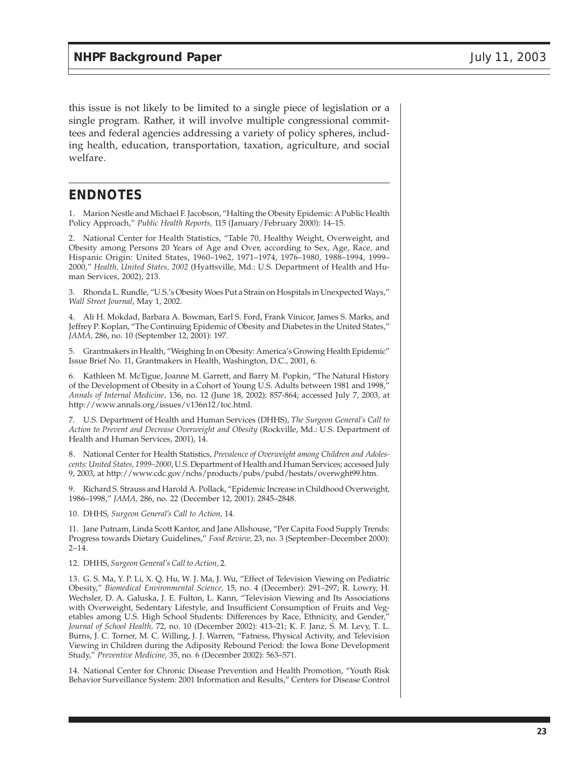this issue is not likely to be limited to a single piece of legislation or a single program. Rather, it will involve multiple congressional committees and federal agencies addressing a variety of policy spheres, including health, education, transportation, taxation, agriculture, and social welfare.

## ENDNOTES

1. Marion Nestle and Michael F. Jacobson, "Halting the Obesity Epidemic: A Public Health Policy Approach," *Public Health Reports,* 115 (January/February 2000): 14–15.

2. National Center for Health Statistics, "Table 70, Healthy Weight, Overweight, and Obesity among Persons 20 Years of Age and Over, according to Sex, Age, Race, and Hispanic Origin: United States, 1960–1962, 1971–1974, 1976–1980, 1988–1994, 1999–2000," *Health, United States, 2002* (Hyattsville, Md.: U.S. Department of Health and Human Services, 2002), 213.

3. Rhonda L. Rundle, "U.S.'s Obesity Woes Put a Strain on Hospitals in Unexpected Ways," *Wall Street Journal*, May 1, 2002.

4. Ali H. Mokdad, Barbara A. Bowman, Earl S. Ford, Frank Vinicor, James S. Marks, and Jeffrey P. Koplan, "The Continuing Epidemic of Obesity and Diabetes in the United States," *JAMA,* 286, no. 10 (September 12, 2001): 197.

5. Grantmakers in Health, "Weighing In on Obesity: America's Growing Health Epidemic" Issue Brief No. 11, Grantmakers in Health, Washington, D.C., 2001, 6.

6. Kathleen M. McTigue, Joanne M. Garrett, and Barry M. Popkin, "The Natural History of the Development of Obesity in a Cohort of Young U.S. Adults between 1981 and 1998," *Annals of Internal Medicine,* 136, no. 12 (June 18, 2002): 857-864; accessed July 7, 2003, at http://www.annals.org/issues/v136n12/toc.html.

7. U.S. Department of Health and Human Services (DHHS), *The Surgeon General's Call to Action to Prevent and Decrease Overweight and Obesity* (Rockville, Md.: U.S. Department of Health and Human Services, 2001), 14.

8. National Center for Health Statistics, *Prevalence of Overweight among Children and Adolescents: United States, 1999–2000*, U.S. Department of Health and Human Services; accessed July 9, 2003, at http://www.cdc.gov/nchs/products/pubs/pubd/hestats/overwght99.htm.

9. Richard S. Strauss and Harold A. Pollack, "Epidemic Increase in Childhood Overweight, 1986–1998," *JAMA,* 286, no. 22 (December 12, 2001): 2845–2848.

10. DHHS, *Surgeon General's Call to Action,* 14.

11. Jane Putnam, Linda Scott Kantor, and Jane Allshouse, "Per Capita Food Supply Trends: Progress towards Dietary Guidelines," *Food Review,* 23, no. 3 (September–December 2000): 2–14.

12. DHHS, *Surgeon General's Call to Action,* 2.

13. G. S. Ma, Y. P. Li, X. Q. Hu, W. J. Ma, J. Wu, "Effect of Television Viewing on Pediatric Obesity," *Biomedical Environmental Science,* 15, no. 4 (December): 291–297; R. Lowry, H. Wechsler, D. A. Galuska, J. E. Fulton, L. Kann, "Television Viewing and Its Associations with Overweight, Sedentary Lifestyle, and Insufficient Consumption of Fruits and Vegetables among U.S. High School Students: Differences by Race, Ethnicity, and Gender," *Journal of School Health,* 72, no. 10 (December 2002): 413–21; K. F. Janz, S. M. Levy, T. L. Burns, J. C. Torner, M. C. Willing, J. J. Warren, "Fatness, Physical Activity, and Television Viewing in Children during the Adiposity Rebound Period: the Iowa Bone Development Study," *Preventive Medicine,* 35, no. 6 (December 2002): 563–571.

14. National Center for Chronic Disease Prevention and Health Promotion, "Youth Risk Behavior Surveillance System: 2001 Information and Results," Centers for Disease Control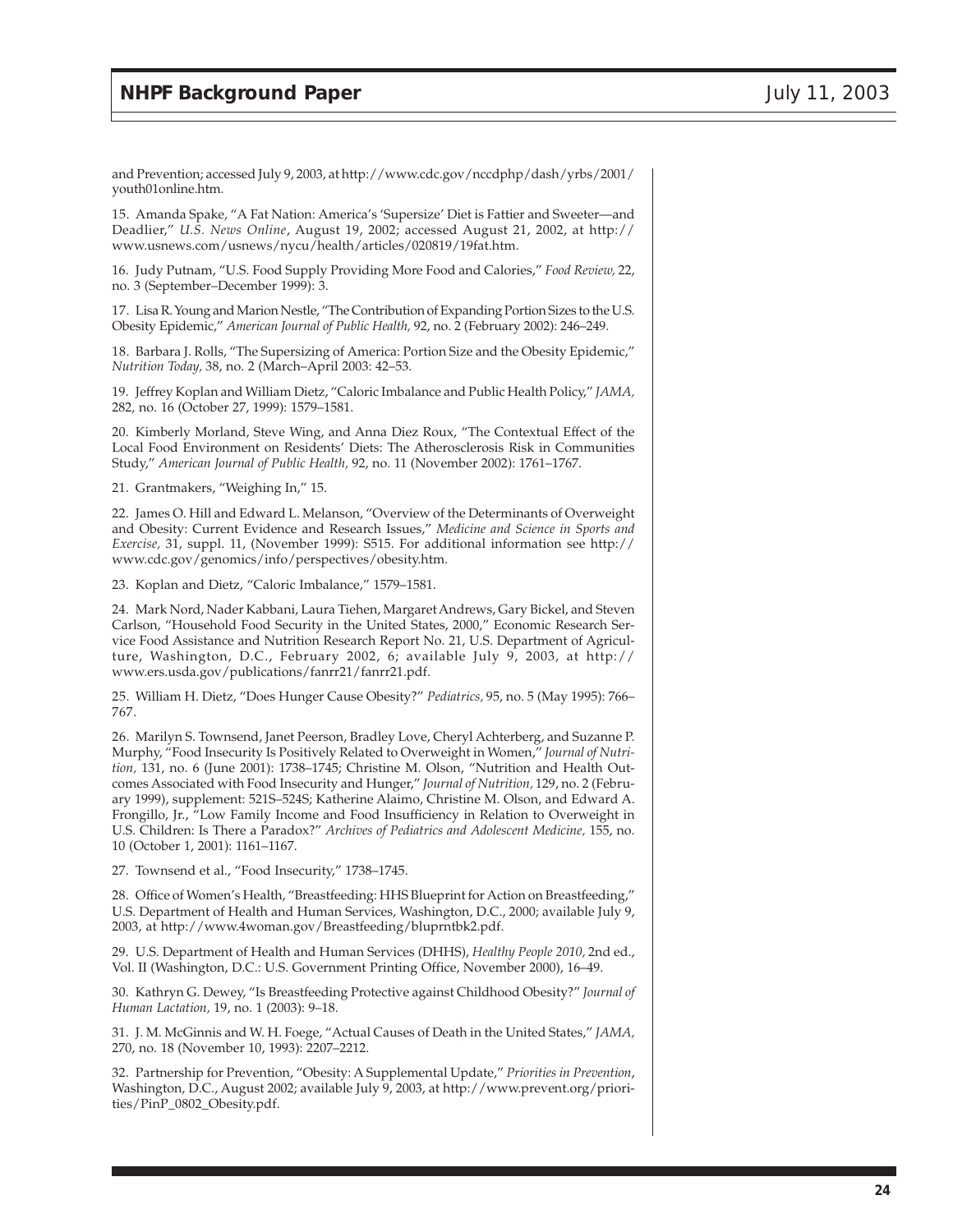and Prevention; accessed July 9, 2003, at http://www.cdc.gov/nccdphp/dash/yrbs/2001/youth01online.htm.

15. Amanda Spake, "A Fat Nation: America's 'Supersize' Diet is Fattier and Sweeter—and Deadlier," *U.S. News Online*, August 19, 2002; accessed August 21, 2002, at http://www.usnews.com/usnews/nycu/health/articles/020819/19fat.htm.

16. Judy Putnam, "U.S. Food Supply Providing More Food and Calories," *Food Review,* 22, no. 3 (September–December 1999): 3.

17. Lisa R. Young and Marion Nestle, "The Contribution of Expanding Portion Sizes to the U.S. Obesity Epidemic," *American Journal of Public Health,* 92, no. 2 (February 2002): 246–249.

18. Barbara J. Rolls, "The Supersizing of America: Portion Size and the Obesity Epidemic," *Nutrition Today,* 38, no. 2 (March–April 2003: 42–53.

19. Jeffrey Koplan and William Dietz, "Caloric Imbalance and Public Health Policy," *JAMA,* 282, no. 16 (October 27, 1999): 1579–1581.

20. Kimberly Morland, Steve Wing, and Anna Diez Roux, "The Contextual Effect of the Local Food Environment on Residents' Diets: The Atherosclerosis Risk in Communities Study," *American Journal of Public Health,* 92, no. 11 (November 2002): 1761–1767.

21. Grantmakers, "Weighing In," 15.

22. James O. Hill and Edward L. Melanson, "Overview of the Determinants of Overweight and Obesity: Current Evidence and Research Issues," *Medicine and Science in Sports and Exercise,* 31, suppl. 11, (November 1999): S515. For additional information see http://www.cdc.gov/genomics/info/perspectives/obesity.htm.

23. Koplan and Dietz, "Caloric Imbalance," 1579–1581.

24. Mark Nord, Nader Kabbani, Laura Tiehen, Margaret Andrews, Gary Bickel, and Steven Carlson, "Household Food Security in the United States, 2000," Economic Research Service Food Assistance and Nutrition Research Report No. 21, U.S. Department of Agriculture, Washington, D.C., February 2002, 6; available July 9, 2003, at http://www.ers.usda.gov/publications/fanrr21/fanrr21.pdf.

25. William H. Dietz, "Does Hunger Cause Obesity?" *Pediatrics,* 95, no. 5 (May 1995): 766–767.

26. Marilyn S. Townsend, Janet Peerson, Bradley Love, Cheryl Achterberg, and Suzanne P. Murphy, "Food Insecurity Is Positively Related to Overweight in Women," *Journal of Nutrition,* 131, no. 6 (June 2001): 1738–1745; Christine M. Olson, "Nutrition and Health Outcomes Associated with Food Insecurity and Hunger," *Journal of Nutrition,* 129, no. 2 (February 1999), supplement: 521S–524S; Katherine Alaimo, Christine M. Olson, and Edward A. Frongillo, Jr., "Low Family Income and Food Insufficiency in Relation to Overweight in U.S. Children: Is There a Paradox?" *Archives of Pediatrics and Adolescent Medicine,* 155, no. 10 (October 1, 2001): 1161–1167.

27. Townsend et al., "Food Insecurity," 1738–1745.

28. Office of Women's Health, "Breastfeeding: HHS Blueprint for Action on Breastfeeding," U.S. Department of Health and Human Services, Washington, D.C., 2000; available July 9, 2003, at http://www.4woman.gov/Breastfeeding/bluprntbk2.pdf.

29. U.S. Department of Health and Human Services (DHHS), *Healthy People 2010,* 2nd ed., Vol. II (Washington, D.C.: U.S. Government Printing Office, November 2000), 16–49.

30. Kathryn G. Dewey, "Is Breastfeeding Protective against Childhood Obesity?" *Journal of Human Lactation,* 19, no. 1 (2003): 9–18.

31. J. M. McGinnis and W. H. Foege, "Actual Causes of Death in the United States," *JAMA,* 270, no. 18 (November 10, 1993): 2207–2212.

32. Partnership for Prevention, "Obesity: A Supplemental Update," *Priorities in Prevention*, Washington, D.C., August 2002; available July 9, 2003, at http://www.prevent.org/priorities/PinP_0802_Obesity.pdf.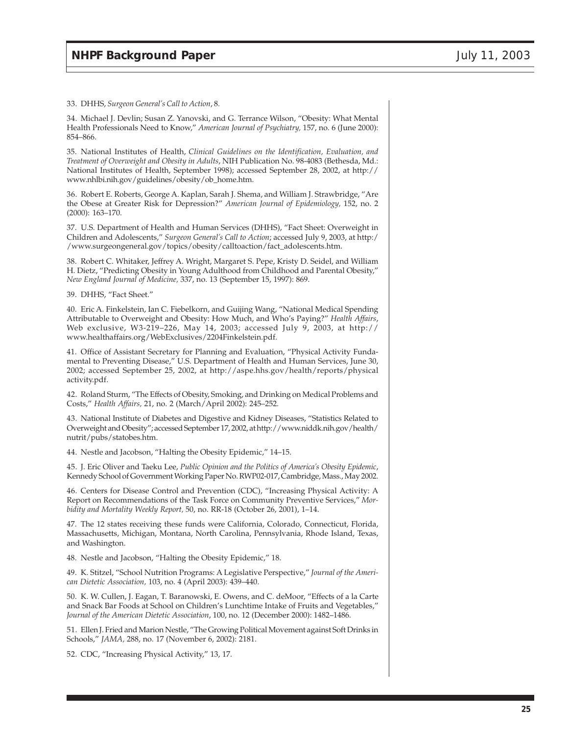33. DHHS, *Surgeon General's Call to Action*, 8.

34. Michael J. Devlin; Susan Z. Yanovski, and G. Terrance Wilson, "Obesity: What Mental Health Professionals Need to Know," *American Journal of Psychiatry,* 157, no. 6 (June 2000): 854–866.

35. National Institutes of Health, *Clinical Guidelines on the Identification, Evaluation, and Treatment of Overweight and Obesity in Adults*, NIH Publication No. 98-4083 (Bethesda, Md.: National Institutes of Health, September 1998); accessed September 28, 2002, at http://www.nhlbi.nih.gov/guidelines/obesity/ob_home.htm.

36. Robert E. Roberts, George A. Kaplan, Sarah J. Shema, and William J. Strawbridge, "Are the Obese at Greater Risk for Depression?" *American Journal of Epidemiology,* 152, no. 2 (2000): 163–170.

37. U.S. Department of Health and Human Services (DHHS), "Fact Sheet: Overweight in Children and Adolescents," *Surgeon General's Call to Action*; accessed July 9, 2003, at http://www.surgeongeneral.gov/topics/obesity/calltoaction/fact_adolescents.htm.

38. Robert C. Whitaker, Jeffrey A. Wright, Margaret S. Pepe, Kristy D. Seidel, and William H. Dietz, "Predicting Obesity in Young Adulthood from Childhood and Parental Obesity," *New England Journal of Medicine,* 337, no. 13 (September 15, 1997): 869.

39. DHHS, "Fact Sheet."

40. Eric A. Finkelstein, Ian C. Fiebelkorn, and Guijing Wang, "National Medical Spending Attributable to Overweight and Obesity: How Much, and Who's Paying?" *Health Affairs*, Web exclusive, W3-219–226, May 14, 2003; accessed July 9, 2003, at http://www.healthaffairs.org/WebExclusives/2204Finkelstein.pdf.

41. Office of Assistant Secretary for Planning and Evaluation, "Physical Activity Fundamental to Preventing Disease," U.S. Department of Health and Human Services, June 30, 2002; accessed September 25, 2002, at http://aspe.hhs.gov/health/reports/physicalactivity.pdf.

42. Roland Sturm, "The Effects of Obesity, Smoking, and Drinking on Medical Problems and Costs," *Health Affairs,* 21, no. 2 (March/April 2002): 245–252.

43. National Institute of Diabetes and Digestive and Kidney Diseases, "Statistics Related to Overweight and Obesity"; accessed September 17, 2002, at http://www.niddk.nih.gov/health/nutrit/pubs/statobes.htm.

44. Nestle and Jacobson, "Halting the Obesity Epidemic," 14–15.

45. J. Eric Oliver and Taeku Lee, *Public Opinion and the Politics of America's Obesity Epidemic*, Kennedy School of Government Working Paper No. RWP02-017, Cambridge, Mass., May 2002.

46. Centers for Disease Control and Prevention (CDC), "Increasing Physical Activity: A Report on Recommendations of the Task Force on Community Preventive Services," *Morbidity and Mortality Weekly Report,* 50, no. RR-18 (October 26, 2001), 1–14.

47. The 12 states receiving these funds were California, Colorado, Connecticut, Florida, Massachusetts, Michigan, Montana, North Carolina, Pennsylvania, Rhode Island, Texas, and Washington.

48. Nestle and Jacobson, "Halting the Obesity Epidemic," 18.

49. K. Stitzel, "School Nutrition Programs: A Legislative Perspective," *Journal of the American Dietetic Association,* 103, no. 4 (April 2003): 439–440.

50. K. W. Cullen, J. Eagan, T. Baranowski, E. Owens, and C. deMoor, "Effects of a la Carte and Snack Bar Foods at School on Children's Lunchtime Intake of Fruits and Vegetables," *Journal of the American Dietetic Association*, 100, no. 12 (December 2000): 1482–1486.

51. Ellen J. Fried and Marion Nestle, "The Growing Political Movement against Soft Drinks in Schools," *JAMA,* 288, no. 17 (November 6, 2002): 2181.

52. CDC, "Increasing Physical Activity," 13, 17.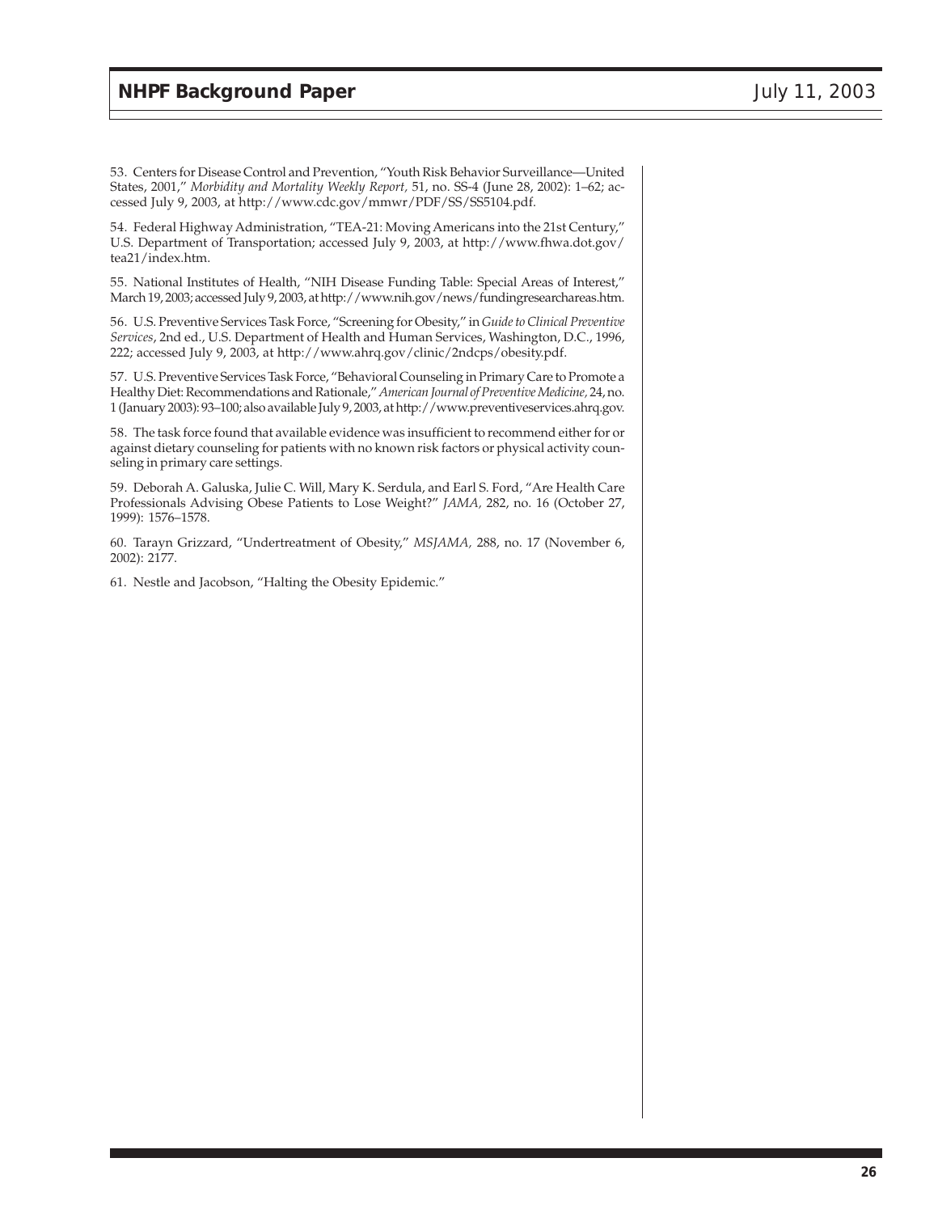53. Centers for Disease Control and Prevention, "Youth Risk Behavior Surveillance—United States, 2001," *Morbidity and Mortality Weekly Report,* 51, no. SS-4 (June 28, 2002): 1–62; accessed July 9, 2003, at http://www.cdc.gov/mmwr/PDF/SS/SS5104.pdf.

54. Federal Highway Administration, "TEA-21: Moving Americans into the 21st Century," U.S. Department of Transportation; accessed July 9, 2003, at http://www.fhwa.dot.gov/tea21/index.htm.

55. National Institutes of Health, "NIH Disease Funding Table: Special Areas of Interest," March 19, 2003; accessed July 9, 2003, at http://www.nih.gov/news/fundingresearchareas.htm.

56. U.S. Preventive Services Task Force, "Screening for Obesity," in *Guide to Clinical Preventive Services*, 2nd ed., U.S. Department of Health and Human Services, Washington, D.C., 1996, 222; accessed July 9, 2003, at http://www.ahrq.gov/clinic/2ndcps/obesity.pdf.

57. U.S. Preventive Services Task Force, "Behavioral Counseling in Primary Care to Promote a Healthy Diet: Recommendations and Rationale," *American Journal of Preventive Medicine,* 24, no. 1 (January 2003): 93–100; also available July 9, 2003, at http://www.preventiveservices.ahrq.gov.

58. The task force found that available evidence was insufficient to recommend either for or against dietary counseling for patients with no known risk factors or physical activity counseling in primary care settings.

59. Deborah A. Galuska, Julie C. Will, Mary K. Serdula, and Earl S. Ford, "Are Health Care Professionals Advising Obese Patients to Lose Weight?" *JAMA,* 282, no. 16 (October 27, 1999): 1576–1578.

60. Tarayn Grizzard, "Undertreatment of Obesity," *MSJAMA,* 288, no. 17 (November 6, 2002): 2177.

61. Nestle and Jacobson, "Halting the Obesity Epidemic."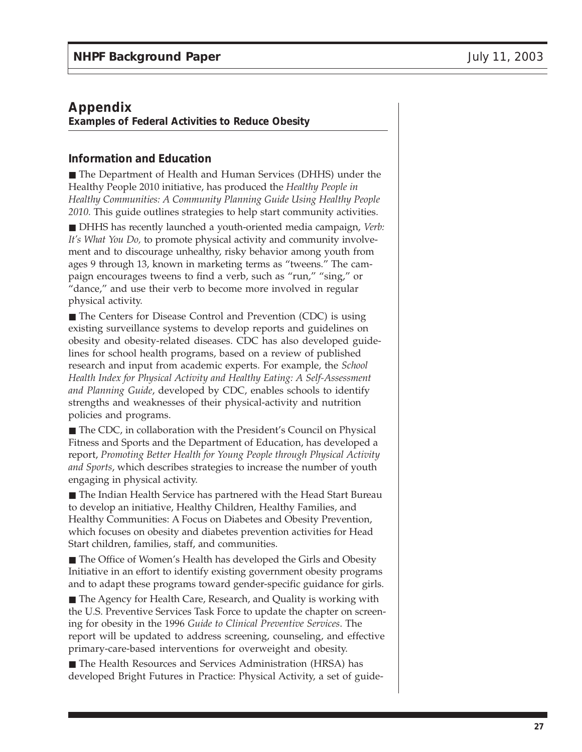## Appendix

**Examples of Federal Activities to Reduce Obesity**

### Information and Education

- The Department of Health and Human Services (DHHS) under the Healthy People 2010 initiative, has produced the *Healthy People in Healthy Communities: A Community Planning Guide Using Healthy People 2010.* This guide outlines strategies to help start community activities.

- DHHS has recently launched a youth-oriented media campaign, *Verb: It's What You Do,* to promote physical activity and community involvement and to discourage unhealthy, risky behavior among youth from ages 9 through 13, known in marketing terms as "tweens." The campaign encourages tweens to find a verb, such as "run," "sing," or "dance," and use their verb to become more involved in regular physical activity.

- The Centers for Disease Control and Prevention (CDC) is using existing surveillance systems to develop reports and guidelines on obesity and obesity-related diseases. CDC has also developed guidelines for school health programs, based on a review of published research and input from academic experts. For example, the *School Health Index for Physical Activity and Healthy Eating: A Self-Assessment and Planning Guide*, developed by CDC, enables schools to identify strengths and weaknesses of their physical-activity and nutrition policies and programs.

- The CDC, in collaboration with the President's Council on Physical Fitness and Sports and the Department of Education, has developed a report, *Promoting Better Health for Young People through Physical Activity and Sports*, which describes strategies to increase the number of youth engaging in physical activity.

- The Indian Health Service has partnered with the Head Start Bureau to develop an initiative, Healthy Children, Healthy Families, and Healthy Communities: A Focus on Diabetes and Obesity Prevention, which focuses on obesity and diabetes prevention activities for Head Start children, families, staff, and communities.

- The Office of Women's Health has developed the Girls and Obesity Initiative in an effort to identify existing government obesity programs and to adapt these programs toward gender-specific guidance for girls.

- The Agency for Health Care, Research, and Quality is working with the U.S. Preventive Services Task Force to update the chapter on screening for obesity in the 1996 *Guide to Clinical Preventive Services*. The report will be updated to address screening, counseling, and effective primary-care-based interventions for overweight and obesity.

- The Health Resources and Services Administration (HRSA) has developed Bright Futures in Practice: Physical Activity, a set of guide-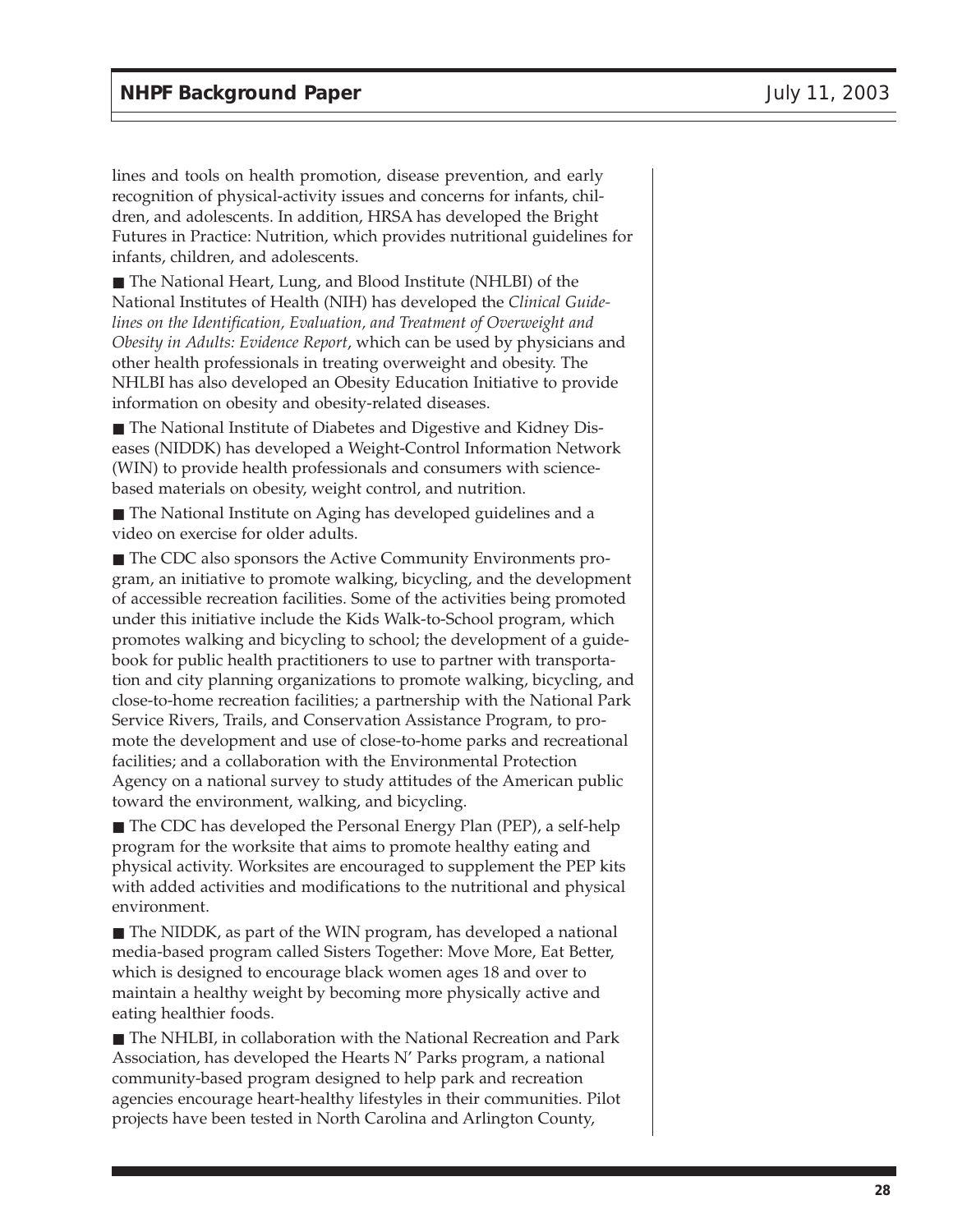lines and tools on health promotion, disease prevention, and early recognition of physical-activity issues and concerns for infants, children, and adolescents. In addition, HRSA has developed the Bright Futures in Practice: Nutrition, which provides nutritional guidelines for infants, children, and adolescents.

■ The National Heart, Lung, and Blood Institute (NHLBI) of the National Institutes of Health (NIH) has developed the *Clinical Guidelines on the Identification, Evaluation, and Treatment of Overweight and Obesity in Adults: Evidence Report*, which can be used by physicians and other health professionals in treating overweight and obesity. The NHLBI has also developed an Obesity Education Initiative to provide information on obesity and obesity-related diseases.

■ The National Institute of Diabetes and Digestive and Kidney Diseases (NIDDK) has developed a Weight-Control Information Network (WIN) to provide health professionals and consumers with science-based materials on obesity, weight control, and nutrition.

■ The National Institute on Aging has developed guidelines and a video on exercise for older adults.

■ The CDC also sponsors the Active Community Environments program, an initiative to promote walking, bicycling, and the development of accessible recreation facilities. Some of the activities being promoted under this initiative include the Kids Walk-to-School program, which promotes walking and bicycling to school; the development of a guidebook for public health practitioners to use to partner with transportation and city planning organizations to promote walking, bicycling, and close-to-home recreation facilities; a partnership with the National Park Service Rivers, Trails, and Conservation Assistance Program, to promote the development and use of close-to-home parks and recreational facilities; and a collaboration with the Environmental Protection Agency on a national survey to study attitudes of the American public toward the environment, walking, and bicycling.

■ The CDC has developed the Personal Energy Plan (PEP), a self-help program for the worksite that aims to promote healthy eating and physical activity. Worksites are encouraged to supplement the PEP kits with added activities and modifications to the nutritional and physical environment.

■ The NIDDK, as part of the WIN program, has developed a national media-based program called Sisters Together: Move More, Eat Better, which is designed to encourage black women ages 18 and over to maintain a healthy weight by becoming more physically active and eating healthier foods.

■ The NHLBI, in collaboration with the National Recreation and Park Association, has developed the Hearts N' Parks program, a national community-based program designed to help park and recreation agencies encourage heart-healthy lifestyles in their communities. Pilot projects have been tested in North Carolina and Arlington County,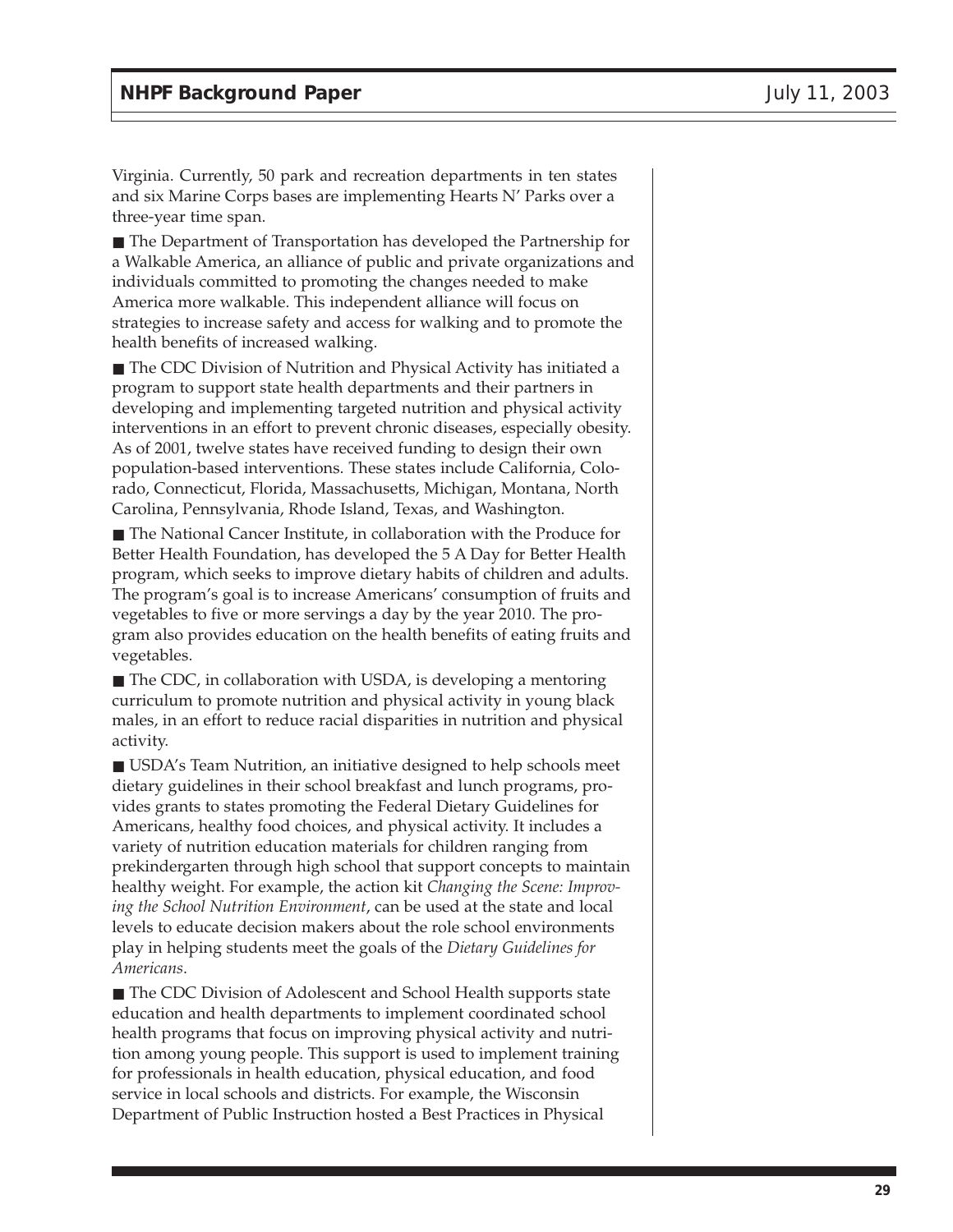Virginia. Currently, 50 park and recreation departments in ten states and six Marine Corps bases are implementing Hearts N' Parks over a three-year time span.

- The Department of Transportation has developed the Partnership for a Walkable America, an alliance of public and private organizations and individuals committed to promoting the changes needed to make America more walkable. This independent alliance will focus on strategies to increase safety and access for walking and to promote the health benefits of increased walking.

- The CDC Division of Nutrition and Physical Activity has initiated a program to support state health departments and their partners in developing and implementing targeted nutrition and physical activity interventions in an effort to prevent chronic diseases, especially obesity. As of 2001, twelve states have received funding to design their own population-based interventions. These states include California, Colorado, Connecticut, Florida, Massachusetts, Michigan, Montana, North Carolina, Pennsylvania, Rhode Island, Texas, and Washington.

- The National Cancer Institute, in collaboration with the Produce for Better Health Foundation, has developed the 5 A Day for Better Health program, which seeks to improve dietary habits of children and adults. The program's goal is to increase Americans' consumption of fruits and vegetables to five or more servings a day by the year 2010. The program also provides education on the health benefits of eating fruits and vegetables.

- The CDC, in collaboration with USDA, is developing a mentoring curriculum to promote nutrition and physical activity in young black males, in an effort to reduce racial disparities in nutrition and physical activity.

- USDA's Team Nutrition, an initiative designed to help schools meet dietary guidelines in their school breakfast and lunch programs, provides grants to states promoting the Federal Dietary Guidelines for Americans, healthy food choices, and physical activity. It includes a variety of nutrition education materials for children ranging from prekindergarten through high school that support concepts to maintain healthy weight. For example, the action kit *Changing the Scene: Improving the School Nutrition Environment*, can be used at the state and local levels to educate decision makers about the role school environments play in helping students meet the goals of the *Dietary Guidelines for Americans*.

- The CDC Division of Adolescent and School Health supports state education and health departments to implement coordinated school health programs that focus on improving physical activity and nutrition among young people. This support is used to implement training for professionals in health education, physical education, and food service in local schools and districts. For example, the Wisconsin Department of Public Instruction hosted a Best Practices in Physical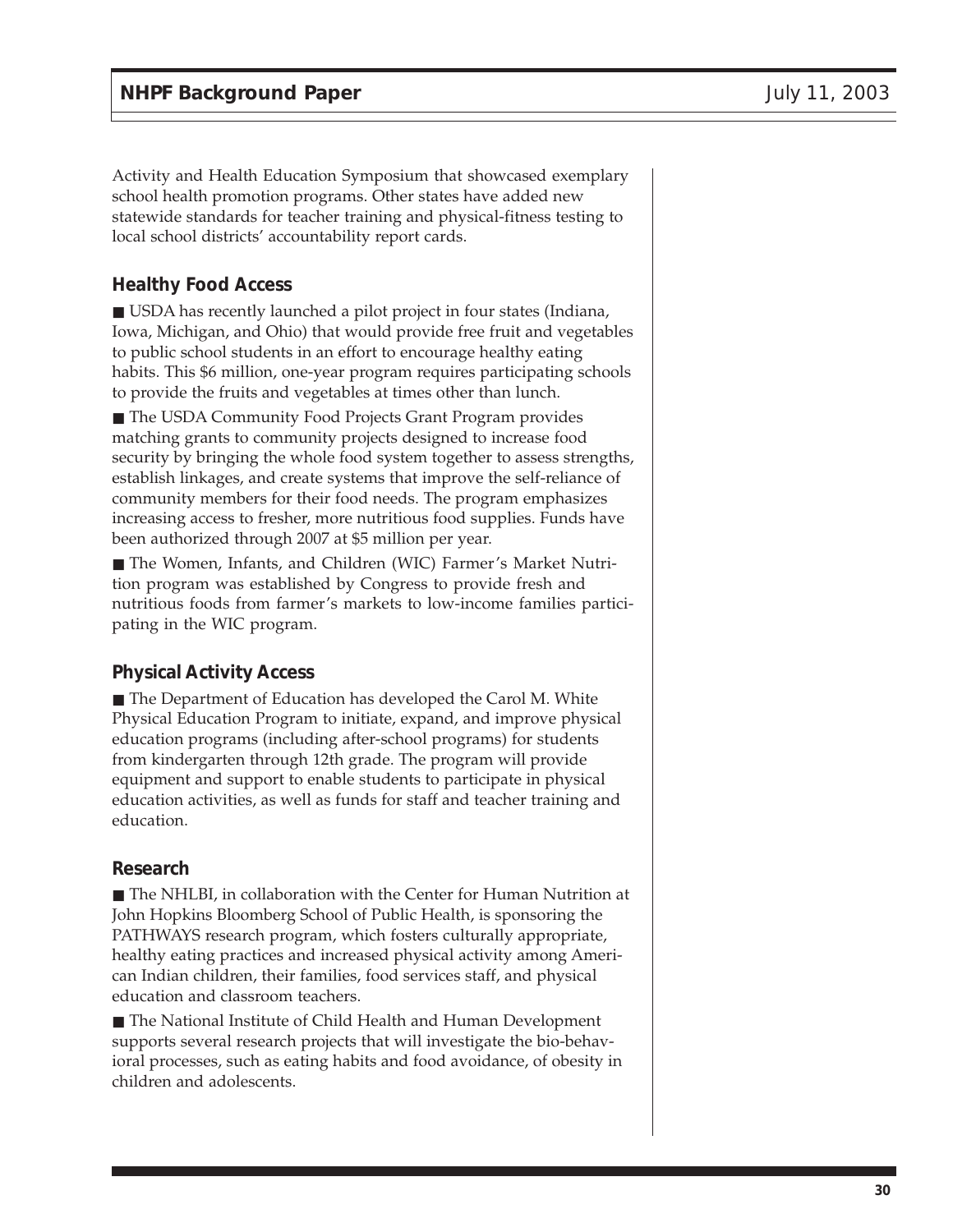Activity and Health Education Symposium that showcased exemplary school health promotion programs. Other states have added new statewide standards for teacher training and physical-fitness testing to local school districts' accountability report cards.

### Healthy Food Access

- USDA has recently launched a pilot project in four states (Indiana, Iowa, Michigan, and Ohio) that would provide free fruit and vegetables to public school students in an effort to encourage healthy eating habits. This $6 million, one-year program requires participating schools to provide the fruits and vegetables at times other than lunch.
- The USDA Community Food Projects Grant Program provides matching grants to community projects designed to increase food security by bringing the whole food system together to assess strengths, establish linkages, and create systems that improve the self-reliance of community members for their food needs. The program emphasizes increasing access to fresher, more nutritious food supplies. Funds have been authorized through 2007 at $5 million per year.
- The Women, Infants, and Children (WIC) Farmer's Market Nutrition program was established by Congress to provide fresh and nutritious foods from farmer's markets to low-income families participating in the WIC program.

### Physical Activity Access

- The Department of Education has developed the Carol M. White Physical Education Program to initiate, expand, and improve physical education programs (including after-school programs) for students from kindergarten through 12th grade. The program will provide equipment and support to enable students to participate in physical education activities, as well as funds for staff and teacher training and education.

### Research

- The NHLBI, in collaboration with the Center for Human Nutrition at John Hopkins Bloomberg School of Public Health, is sponsoring the PATHWAYS research program, which fosters culturally appropriate, healthy eating practices and increased physical activity among American Indian children, their families, food services staff, and physical education and classroom teachers.
- The National Institute of Child Health and Human Development supports several research projects that will investigate the bio-behavioral processes, such as eating habits and food avoidance, of obesity in children and adolescents.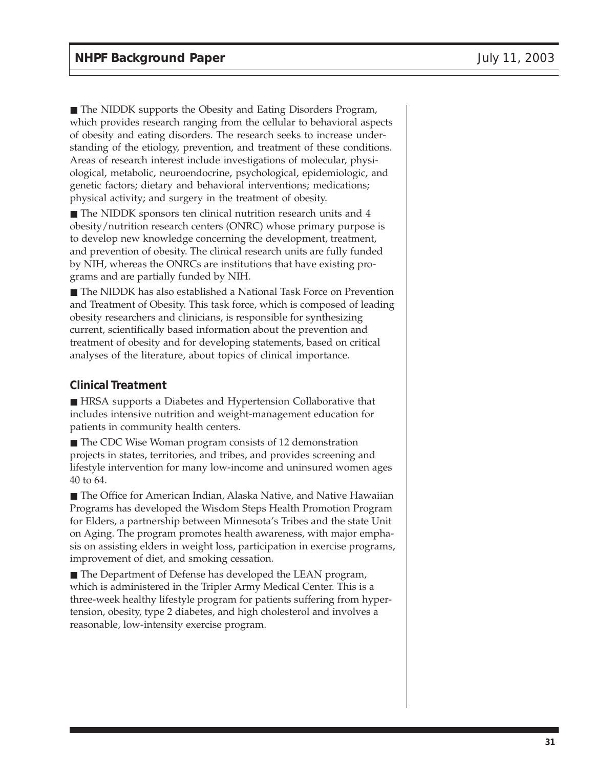■ The NIDDK supports the Obesity and Eating Disorders Program, which provides research ranging from the cellular to behavioral aspects of obesity and eating disorders. The research seeks to increase understanding of the etiology, prevention, and treatment of these conditions. Areas of research interest include investigations of molecular, physiological, metabolic, neuroendocrine, psychological, epidemiologic, and genetic factors; dietary and behavioral interventions; medications; physical activity; and surgery in the treatment of obesity.

■ The NIDDK sponsors ten clinical nutrition research units and 4 obesity/nutrition research centers (ONRC) whose primary purpose is to develop new knowledge concerning the development, treatment, and prevention of obesity. The clinical research units are fully funded by NIH, whereas the ONRCs are institutions that have existing programs and are partially funded by NIH.

■ The NIDDK has also established a National Task Force on Prevention and Treatment of Obesity. This task force, which is composed of leading obesity researchers and clinicians, is responsible for synthesizing current, scientifically based information about the prevention and treatment of obesity and for developing statements, based on critical analyses of the literature, about topics of clinical importance.

### Clinical Treatment

■ HRSA supports a Diabetes and Hypertension Collaborative that includes intensive nutrition and weight-management education for patients in community health centers.

■ The CDC Wise Woman program consists of 12 demonstration projects in states, territories, and tribes, and provides screening and lifestyle intervention for many low-income and uninsured women ages 40 to 64.

■ The Office for American Indian, Alaska Native, and Native Hawaiian Programs has developed the Wisdom Steps Health Promotion Program for Elders, a partnership between Minnesota's Tribes and the state Unit on Aging. The program promotes health awareness, with major emphasis on assisting elders in weight loss, participation in exercise programs, improvement of diet, and smoking cessation.

■ The Department of Defense has developed the LEAN program, which is administered in the Tripler Army Medical Center. This is a three-week healthy lifestyle program for patients suffering from hypertension, obesity, type 2 diabetes, and high cholesterol and involves a reasonable, low-intensity exercise program.